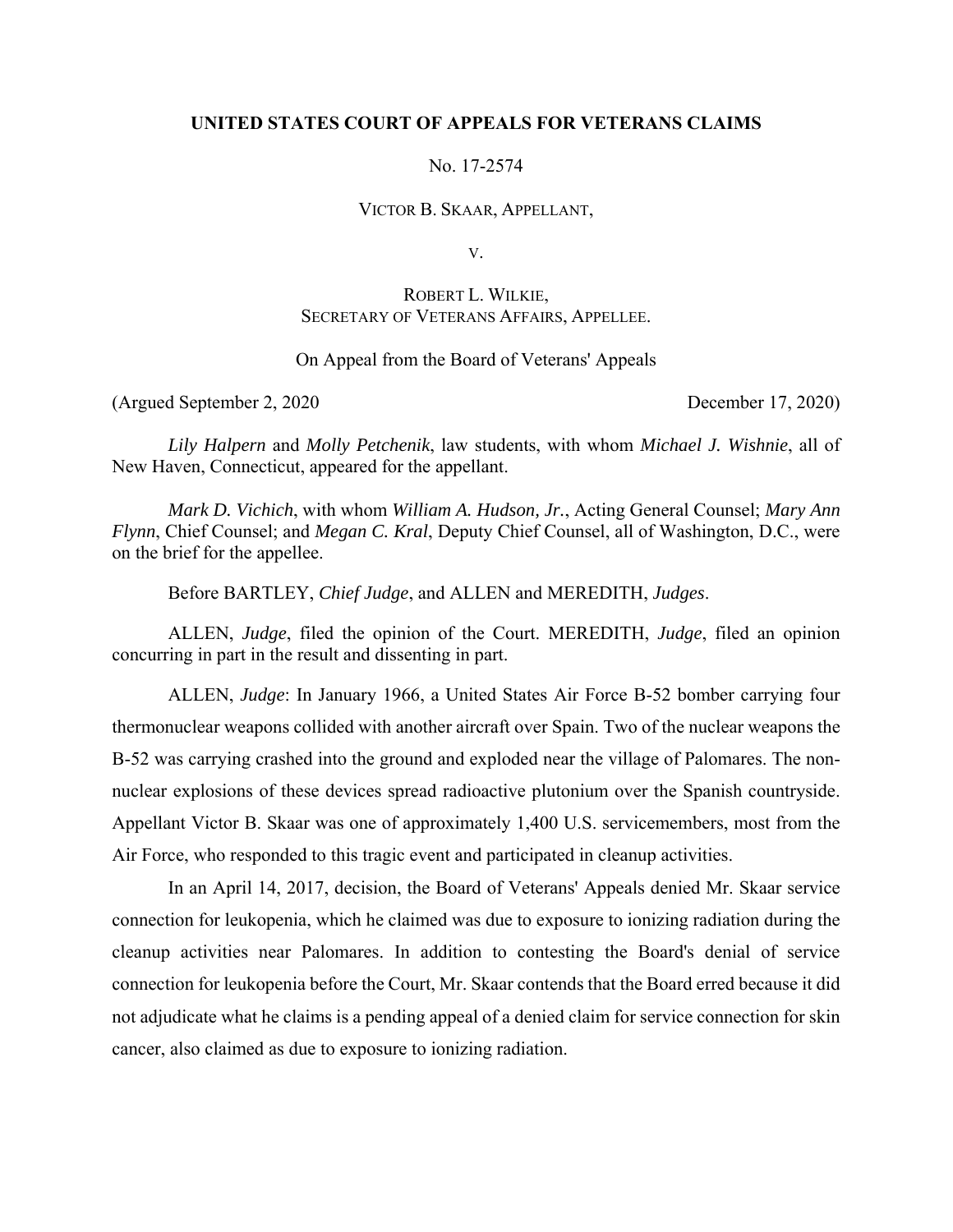**UNITED STATES COURT OF APPEALS FOR VETERANS CLAIMS**

No. 17-2574

VICTOR B. SKAAR, APPELLANT,

V.

ROBERT L. WILKIE,
SECRETARY OF VETERANS AFFAIRS, APPELLEE.

On Appeal from the Board of Veterans' Appeals

(Argued September 2, 2020 December 17, 2020)

*Lily Halpern* and *Molly Petchenik*, law students, with whom *Michael J. Wishnie*, all of New Haven, Connecticut, appeared for the appellant.

*Mark D. Vichich*, with whom *William A. Hudson, Jr.*, Acting General Counsel; *Mary Ann Flynn*, Chief Counsel; and *Megan C. Kral*, Deputy Chief Counsel, all of Washington, D.C., were on the brief for the appellee.

Before BARTLEY, *Chief Judge*, and ALLEN and MEREDITH, *Judges*.

ALLEN, *Judge*, filed the opinion of the Court. MEREDITH, *Judge*, filed an opinion concurring in part in the result and dissenting in part.

ALLEN, *Judge*: In January 1966, a United States Air Force B-52 bomber carrying four thermonuclear weapons collided with another aircraft over Spain. Two of the nuclear weapons the B-52 was carrying crashed into the ground and exploded near the village of Palomares. The non-nuclear explosions of these devices spread radioactive plutonium over the Spanish countryside. Appellant Victor B. Skaar was one of approximately 1,400 U.S. servicemembers, most from the Air Force, who responded to this tragic event and participated in cleanup activities.

In an April 14, 2017, decision, the Board of Veterans' Appeals denied Mr. Skaar service connection for leukopenia, which he claimed was due to exposure to ionizing radiation during the cleanup activities near Palomares. In addition to contesting the Board's denial of service connection for leukopenia before the Court, Mr. Skaar contends that the Board erred because it did not adjudicate what he claims is a pending appeal of a denied claim for service connection for skin cancer, also claimed as due to exposure to ionizing radiation.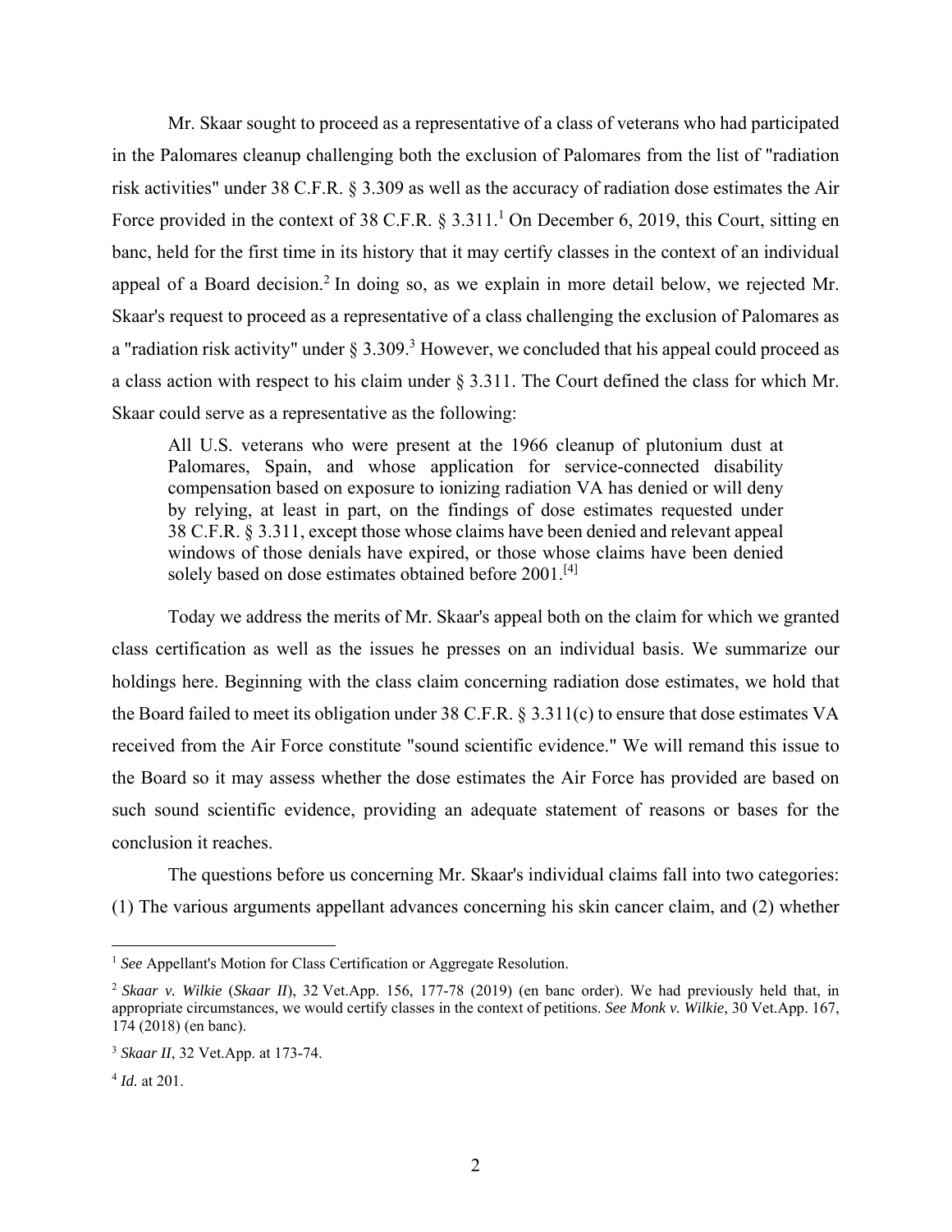Mr. Skaar sought to proceed as a representative of a class of veterans who had participated in the Palomares cleanup challenging both the exclusion of Palomares from the list of "radiation risk activities" under 38 C.F.R. § 3.309 as well as the accuracy of radiation dose estimates the Air Force provided in the context of 38 C.F.R. § 3.311.[1] On December 6, 2019, this Court, sitting en banc, held for the first time in its history that it may certify classes in the context of an individual appeal of a Board decision.[2] In doing so, as we explain in more detail below, we rejected Mr. Skaar's request to proceed as a representative of a class challenging the exclusion of Palomares as a "radiation risk activity" under § 3.309.[3] However, we concluded that his appeal could proceed as a class action with respect to his claim under § 3.311. The Court defined the class for which Mr. Skaar could serve as a representative as the following:

> All U.S. veterans who were present at the 1966 cleanup of plutonium dust at Palomares, Spain, and whose application for service-connected disability compensation based on exposure to ionizing radiation VA has denied or will deny by relying, at least in part, on the findings of dose estimates requested under 38 C.F.R. § 3.311, except those whose claims have been denied and relevant appeal windows of those denials have expired, or those whose claims have been denied solely based on dose estimates obtained before 2001.[4]

Today we address the merits of Mr. Skaar's appeal both on the claim for which we granted class certification as well as the issues he presses on an individual basis. We summarize our holdings here. Beginning with the class claim concerning radiation dose estimates, we hold that the Board failed to meet its obligation under 38 C.F.R. § 3.311(c) to ensure that dose estimates VA received from the Air Force constitute "sound scientific evidence." We will remand this issue to the Board so it may assess whether the dose estimates the Air Force has provided are based on such sound scientific evidence, providing an adequate statement of reasons or bases for the conclusion it reaches.

The questions before us concerning Mr. Skaar's individual claims fall into two categories: (1) The various arguments appellant advances concerning his skin cancer claim, and (2) whether

---

[1] *See* Appellant's Motion for Class Certification or Aggregate Resolution.

[2] *Skaar v. Wilkie* (*Skaar II*), 32 Vet.App. 156, 177-78 (2019) (en banc order). We had previously held that, in appropriate circumstances, we would certify classes in the context of petitions. *See Monk v. Wilkie*, 30 Vet.App. 167, 174 (2018) (en banc).

[3] *Skaar II*, 32 Vet.App. at 173-74.

[4] *Id.* at 201.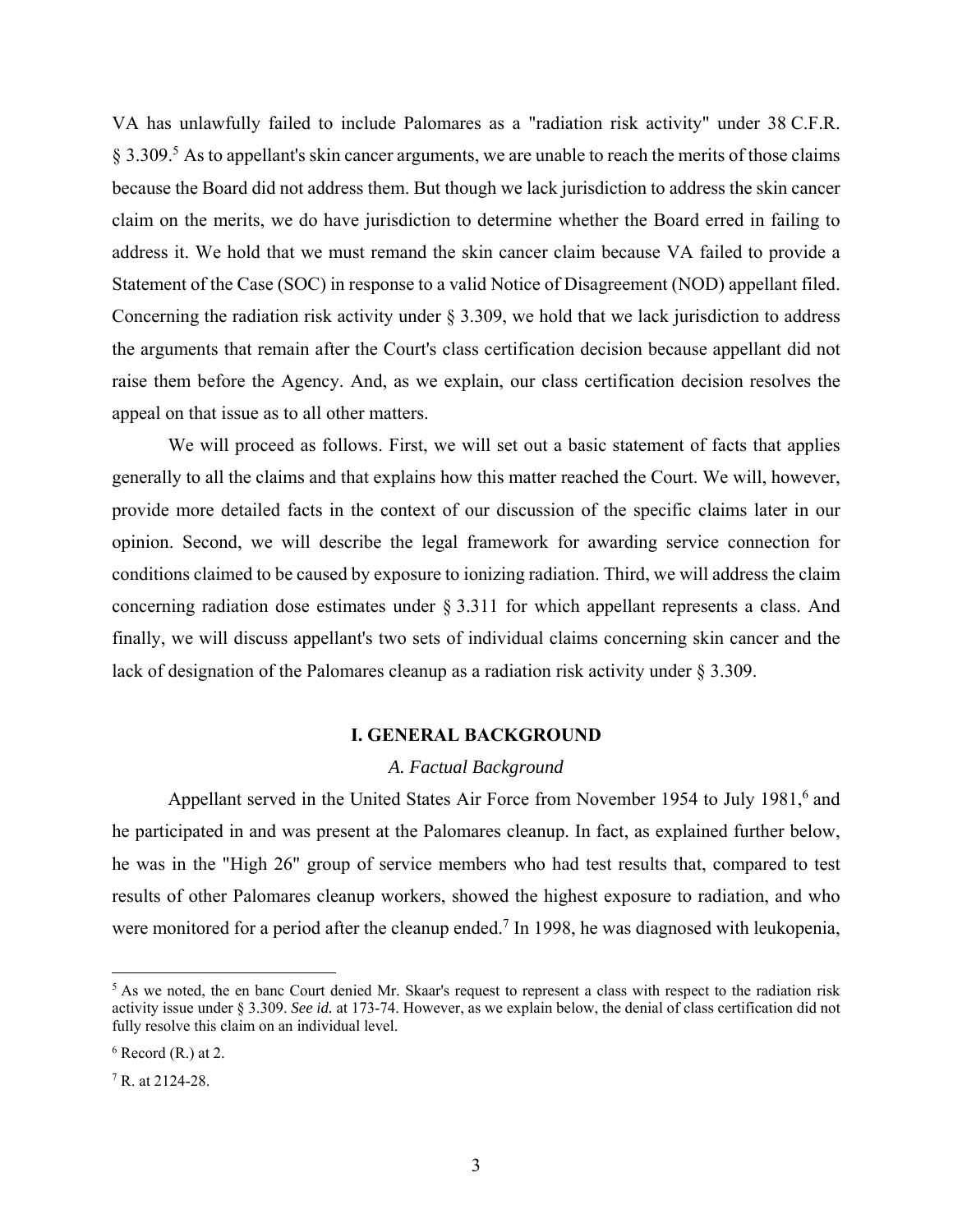VA has unlawfully failed to include Palomares as a "radiation risk activity" under 38 C.F.R. § 3.309.[5] As to appellant's skin cancer arguments, we are unable to reach the merits of those claims because the Board did not address them. But though we lack jurisdiction to address the skin cancer claim on the merits, we do have jurisdiction to determine whether the Board erred in failing to address it. We hold that we must remand the skin cancer claim because VA failed to provide a Statement of the Case (SOC) in response to a valid Notice of Disagreement (NOD) appellant filed. Concerning the radiation risk activity under § 3.309, we hold that we lack jurisdiction to address the arguments that remain after the Court's class certification decision because appellant did not raise them before the Agency. And, as we explain, our class certification decision resolves the appeal on that issue as to all other matters.

We will proceed as follows. First, we will set out a basic statement of facts that applies generally to all the claims and that explains how this matter reached the Court. We will, however, provide more detailed facts in the context of our discussion of the specific claims later in our opinion. Second, we will describe the legal framework for awarding service connection for conditions claimed to be caused by exposure to ionizing radiation. Third, we will address the claim concerning radiation dose estimates under § 3.311 for which appellant represents a class. And finally, we will discuss appellant's two sets of individual claims concerning skin cancer and the lack of designation of the Palomares cleanup as a radiation risk activity under § 3.309.

## I. GENERAL BACKGROUND

### *A. Factual Background*

Appellant served in the United States Air Force from November 1954 to July 1981,[6] and he participated in and was present at the Palomares cleanup. In fact, as explained further below, he was in the "High 26" group of service members who had test results that, compared to test results of other Palomares cleanup workers, showed the highest exposure to radiation, and who were monitored for a period after the cleanup ended.[7] In 1998, he was diagnosed with leukopenia,

---

[5] As we noted, the en banc Court denied Mr. Skaar's request to represent a class with respect to the radiation risk activity issue under § 3.309. *See id.* at 173-74. However, as we explain below, the denial of class certification did not fully resolve this claim on an individual level.

[6] Record (R.) at 2.

[7] R. at 2124-28.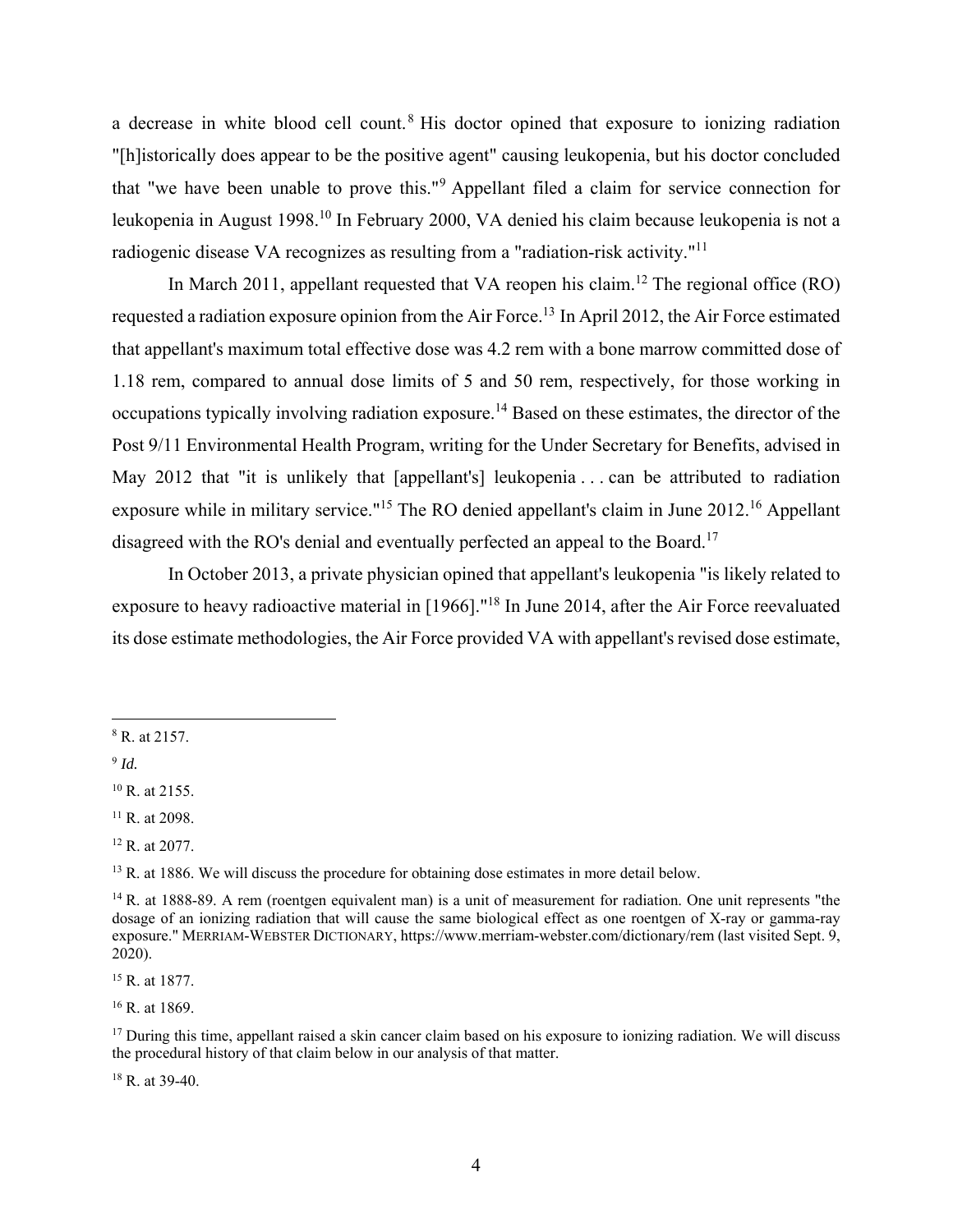a decrease in white blood cell count.[8] His doctor opined that exposure to ionizing radiation "[h]istorically does appear to be the positive agent" causing leukopenia, but his doctor concluded that "we have been unable to prove this."[9] Appellant filed a claim for service connection for leukopenia in August 1998.[10] In February 2000, VA denied his claim because leukopenia is not a radiogenic disease VA recognizes as resulting from a "radiation-risk activity."[11]

In March 2011, appellant requested that VA reopen his claim.[12] The regional office (RO) requested a radiation exposure opinion from the Air Force.[13] In April 2012, the Air Force estimated that appellant's maximum total effective dose was 4.2 rem with a bone marrow committed dose of 1.18 rem, compared to annual dose limits of 5 and 50 rem, respectively, for those working in occupations typically involving radiation exposure.[14] Based on these estimates, the director of the Post 9/11 Environmental Health Program, writing for the Under Secretary for Benefits, advised in May 2012 that "it is unlikely that [appellant's] leukopenia . . . can be attributed to radiation exposure while in military service."[15] The RO denied appellant's claim in June 2012.[16] Appellant disagreed with the RO's denial and eventually perfected an appeal to the Board.[17]

In October 2013, a private physician opined that appellant's leukopenia "is likely related to exposure to heavy radioactive material in [1966]."[18] In June 2014, after the Air Force reevaluated its dose estimate methodologies, the Air Force provided VA with appellant's revised dose estimate,

---

[8] R. at 2157.

[9] *Id.*

[10] R. at 2155.

[11] R. at 2098.

[12] R. at 2077.

[13] R. at 1886. We will discuss the procedure for obtaining dose estimates in more detail below.

[14] R. at 1888-89. A rem (roentgen equivalent man) is a unit of measurement for radiation. One unit represents "the dosage of an ionizing radiation that will cause the same biological effect as one roentgen of X-ray or gamma-ray exposure." MERRIAM-WEBSTER DICTIONARY, https://www.merriam-webster.com/dictionary/rem (last visited Sept. 9, 2020).

[15] R. at 1877.

[16] R. at 1869.

[17] During this time, appellant raised a skin cancer claim based on his exposure to ionizing radiation. We will discuss the procedural history of that claim below in our analysis of that matter.

[18] R. at 39-40.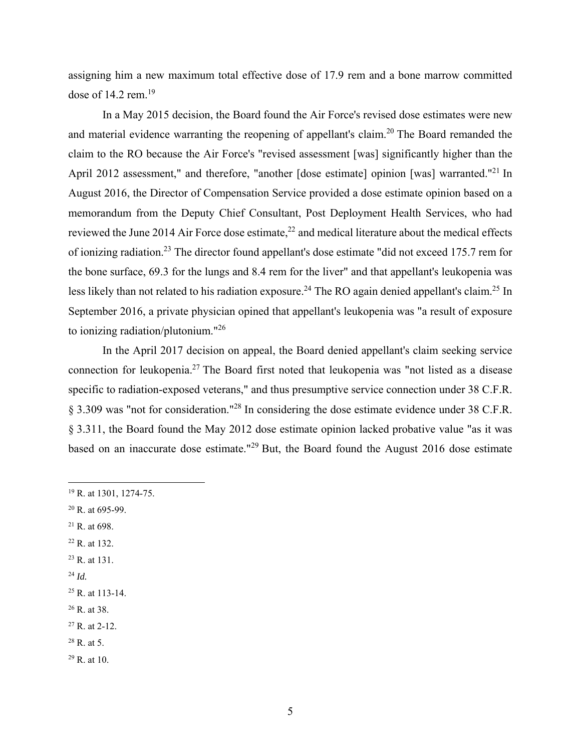assigning him a new maximum total effective dose of 17.9 rem and a bone marrow committed dose of 14.2 rem.[19]

In a May 2015 decision, the Board found the Air Force's revised dose estimates were new and material evidence warranting the reopening of appellant's claim.[20] The Board remanded the claim to the RO because the Air Force's "revised assessment [was] significantly higher than the April 2012 assessment," and therefore, "another [dose estimate] opinion [was] warranted."[21] In August 2016, the Director of Compensation Service provided a dose estimate opinion based on a memorandum from the Deputy Chief Consultant, Post Deployment Health Services, who had reviewed the June 2014 Air Force dose estimate,[22] and medical literature about the medical effects of ionizing radiation.[23] The director found appellant's dose estimate "did not exceed 175.7 rem for the bone surface, 69.3 for the lungs and 8.4 rem for the liver" and that appellant's leukopenia was less likely than not related to his radiation exposure.[24] The RO again denied appellant's claim.[25] In September 2016, a private physician opined that appellant's leukopenia was "a result of exposure to ionizing radiation/plutonium."[26]

In the April 2017 decision on appeal, the Board denied appellant's claim seeking service connection for leukopenia.[27] The Board first noted that leukopenia was "not listed as a disease specific to radiation-exposed veterans," and thus presumptive service connection under 38 C.F.R. § 3.309 was "not for consideration."[28] In considering the dose estimate evidence under 38 C.F.R. § 3.311, the Board found the May 2012 dose estimate opinion lacked probative value "as it was based on an inaccurate dose estimate."[29] But, the Board found the August 2016 dose estimate

---

[19] R. at 1301, 1274-75.

[20] R. at 695-99.

[21] R. at 698.

[22] R. at 132.

[23] R. at 131.

[24] *Id.*

[25] R. at 113-14.

[26] R. at 38.

[27] R. at 2-12.

[28] R. at 5.

[29] R. at 10.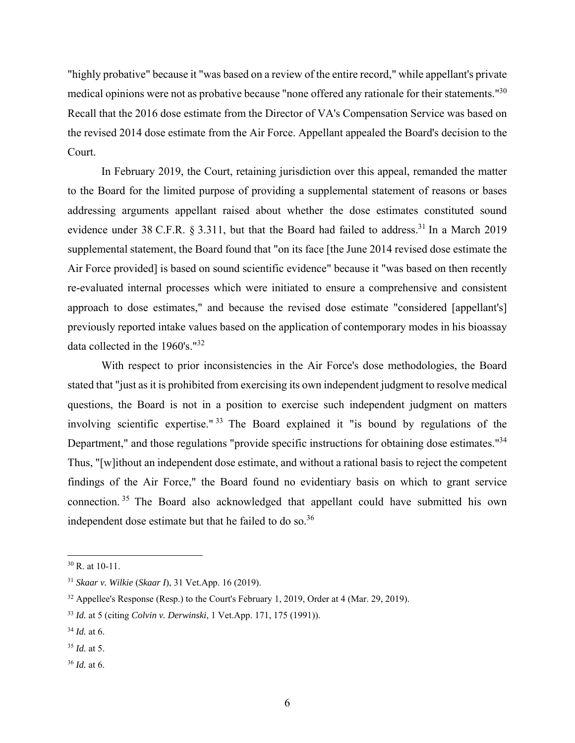"highly probative" because it "was based on a review of the entire record," while appellant's private medical opinions were not as probative because "none offered any rationale for their statements."[30] Recall that the 2016 dose estimate from the Director of VA's Compensation Service was based on the revised 2014 dose estimate from the Air Force. Appellant appealed the Board's decision to the Court.

In February 2019, the Court, retaining jurisdiction over this appeal, remanded the matter to the Board for the limited purpose of providing a supplemental statement of reasons or bases addressing arguments appellant raised about whether the dose estimates constituted sound evidence under 38 C.F.R. § 3.311, but that the Board had failed to address.[31] In a March 2019 supplemental statement, the Board found that "on its face [the June 2014 revised dose estimate the Air Force provided] is based on sound scientific evidence" because it "was based on then recently re-evaluated internal processes which were initiated to ensure a comprehensive and consistent approach to dose estimates," and because the revised dose estimate "considered [appellant's] previously reported intake values based on the application of contemporary modes in his bioassay data collected in the 1960's."[32]

With respect to prior inconsistencies in the Air Force's dose methodologies, the Board stated that "just as it is prohibited from exercising its own independent judgment to resolve medical questions, the Board is not in a position to exercise such independent judgment on matters involving scientific expertise."[33] The Board explained it "is bound by regulations of the Department," and those regulations "provide specific instructions for obtaining dose estimates."[34] Thus, "[w]ithout an independent dose estimate, and without a rational basis to reject the competent findings of the Air Force," the Board found no evidentiary basis on which to grant service connection.[35] The Board also acknowledged that appellant could have submitted his own independent dose estimate but that he failed to do so.[36]

---

[30] R. at 10-11.

[31] *Skaar v. Wilkie* (*Skaar I*), 31 Vet.App. 16 (2019).

[32] Appellee's Response (Resp.) to the Court's February 1, 2019, Order at 4 (Mar. 29, 2019).

[33] *Id.* at 5 (citing *Colvin v. Derwinski*, 1 Vet.App. 171, 175 (1991)).

[34] *Id.* at 6.

[35] *Id.* at 5.

[36] *Id.* at 6.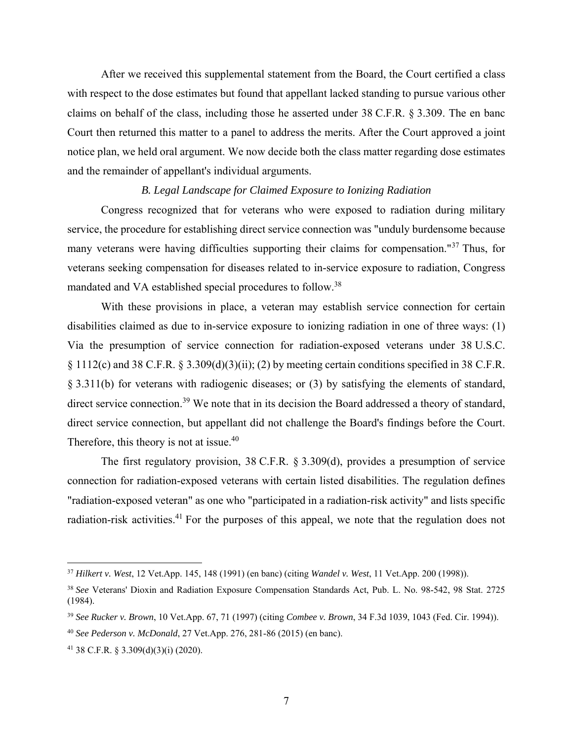After we received this supplemental statement from the Board, the Court certified a class with respect to the dose estimates but found that appellant lacked standing to pursue various other claims on behalf of the class, including those he asserted under 38 C.F.R. § 3.309. The en banc Court then returned this matter to a panel to address the merits. After the Court approved a joint notice plan, we held oral argument. We now decide both the class matter regarding dose estimates and the remainder of appellant's individual arguments.

### *B. Legal Landscape for Claimed Exposure to Ionizing Radiation*

Congress recognized that for veterans who were exposed to radiation during military service, the procedure for establishing direct service connection was "unduly burdensome because many veterans were having difficulties supporting their claims for compensation."[37] Thus, for veterans seeking compensation for diseases related to in-service exposure to radiation, Congress mandated and VA established special procedures to follow.[38]

With these provisions in place, a veteran may establish service connection for certain disabilities claimed as due to in-service exposure to ionizing radiation in one of three ways: (1) Via the presumption of service connection for radiation-exposed veterans under 38 U.S.C. § 1112(c) and 38 C.F.R. § 3.309(d)(3)(ii); (2) by meeting certain conditions specified in 38 C.F.R. § 3.311(b) for veterans with radiogenic diseases; or (3) by satisfying the elements of standard, direct service connection.[39] We note that in its decision the Board addressed a theory of standard, direct service connection, but appellant did not challenge the Board's findings before the Court. Therefore, this theory is not at issue.[40]

The first regulatory provision, 38 C.F.R. § 3.309(d), provides a presumption of service connection for radiation-exposed veterans with certain listed disabilities. The regulation defines "radiation-exposed veteran" as one who "participated in a radiation-risk activity" and lists specific radiation-risk activities.[41] For the purposes of this appeal, we note that the regulation does not

---

[37] *Hilkert v. West*, 12 Vet.App. 145, 148 (1991) (en banc) (citing *Wandel v. West*, 11 Vet.App. 200 (1998)).

[38] *See* Veterans' Dioxin and Radiation Exposure Compensation Standards Act, Pub. L. No. 98-542, 98 Stat. 2725 (1984).

[39] *See Rucker v. Brown*, 10 Vet.App. 67, 71 (1997) (citing *Combee v. Brown*, 34 F.3d 1039, 1043 (Fed. Cir. 1994)).

[40] *See Pederson v. McDonald*, 27 Vet.App. 276, 281-86 (2015) (en banc).

[41] 38 C.F.R. § 3.309(d)(3)(i) (2020).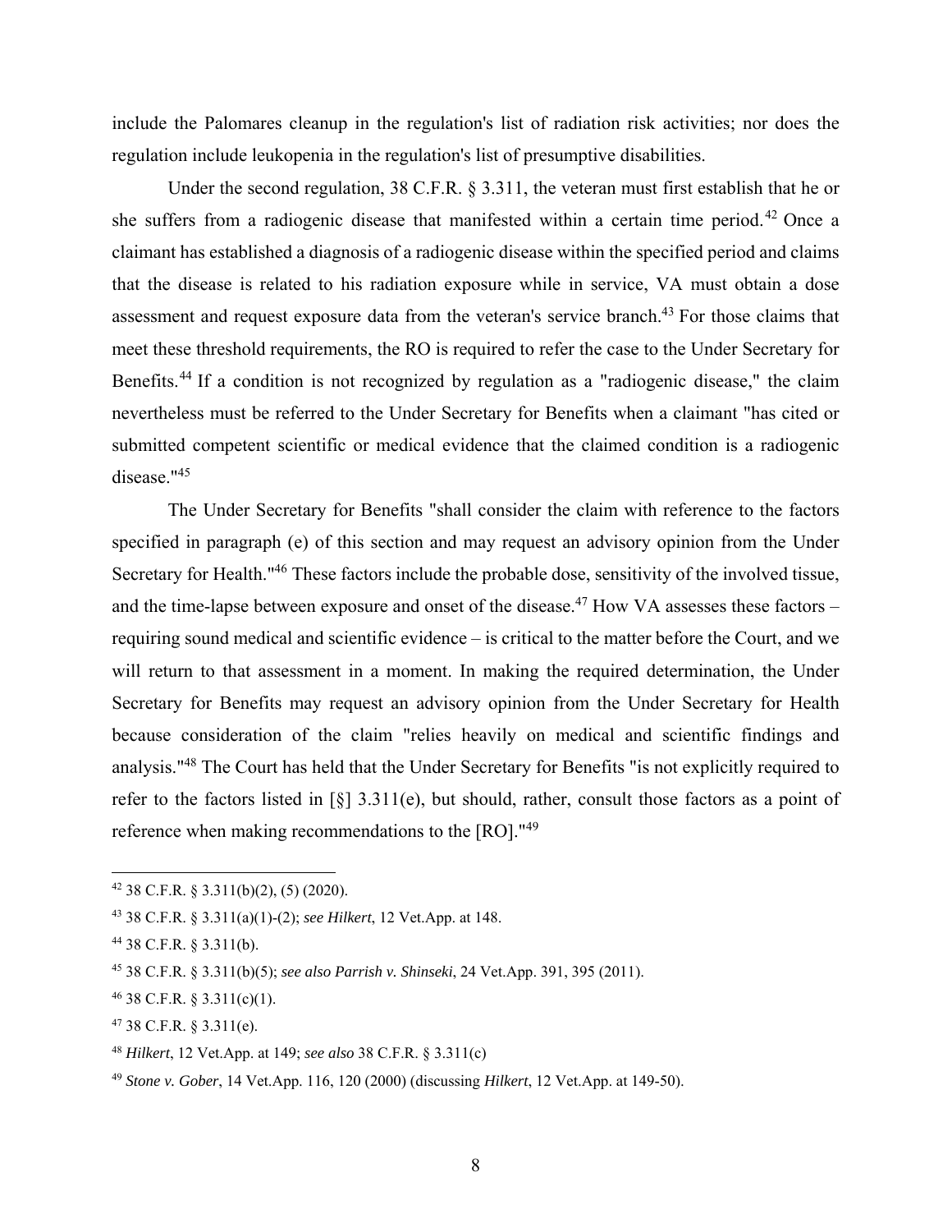include the Palomares cleanup in the regulation's list of radiation risk activities; nor does the regulation include leukopenia in the regulation's list of presumptive disabilities.

Under the second regulation, 38 C.F.R. § 3.311, the veteran must first establish that he or she suffers from a radiogenic disease that manifested within a certain time period.[42] Once a claimant has established a diagnosis of a radiogenic disease within the specified period and claims that the disease is related to his radiation exposure while in service, VA must obtain a dose assessment and request exposure data from the veteran's service branch.[43] For those claims that meet these threshold requirements, the RO is required to refer the case to the Under Secretary for Benefits.[44] If a condition is not recognized by regulation as a "radiogenic disease," the claim nevertheless must be referred to the Under Secretary for Benefits when a claimant "has cited or submitted competent scientific or medical evidence that the claimed condition is a radiogenic disease."[45]

The Under Secretary for Benefits "shall consider the claim with reference to the factors specified in paragraph (e) of this section and may request an advisory opinion from the Under Secretary for Health."[46] These factors include the probable dose, sensitivity of the involved tissue, and the time-lapse between exposure and onset of the disease.[47] How VA assesses these factors – requiring sound medical and scientific evidence – is critical to the matter before the Court, and we will return to that assessment in a moment. In making the required determination, the Under Secretary for Benefits may request an advisory opinion from the Under Secretary for Health because consideration of the claim "relies heavily on medical and scientific findings and analysis."[48] The Court has held that the Under Secretary for Benefits "is not explicitly required to refer to the factors listed in [§] 3.311(e), but should, rather, consult those factors as a point of reference when making recommendations to the [RO]."[49]

---

[42] 38 C.F.R. § 3.311(b)(2), (5) (2020).

[43] 38 C.F.R. § 3.311(a)(1)-(2); *see Hilkert*, 12 Vet.App. at 148.

[44] 38 C.F.R. § 3.311(b).

[45] 38 C.F.R. § 3.311(b)(5); *see also Parrish v. Shinseki*, 24 Vet.App. 391, 395 (2011).

[46] 38 C.F.R. § 3.311(c)(1).

[47] 38 C.F.R. § 3.311(e).

[48] *Hilkert*, 12 Vet.App. at 149; *see also* 38 C.F.R. § 3.311(c)

[49] *Stone v. Gober*, 14 Vet.App. 116, 120 (2000) (discussing *Hilkert*, 12 Vet.App. at 149-50).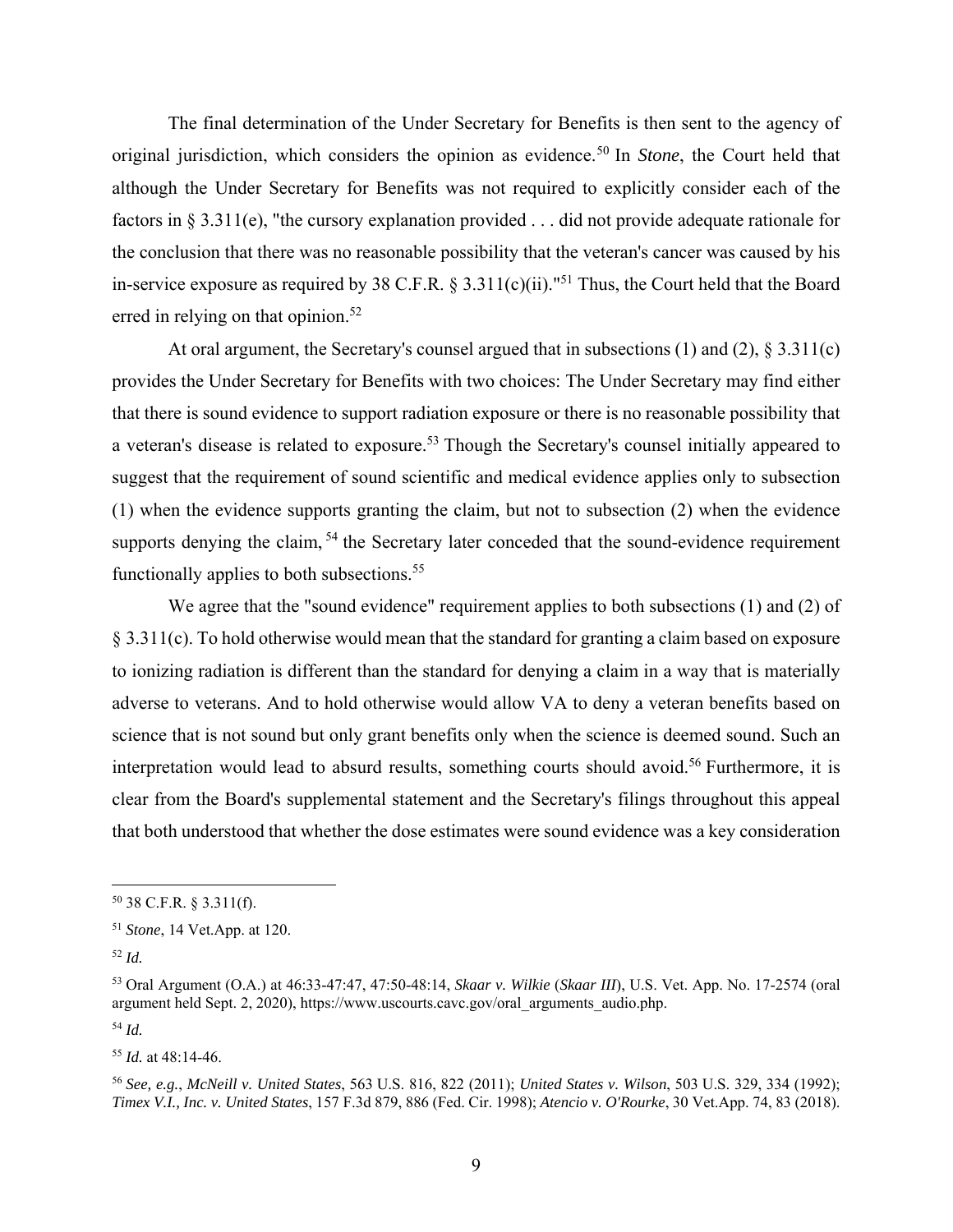The final determination of the Under Secretary for Benefits is then sent to the agency of original jurisdiction, which considers the opinion as evidence.[50] In *Stone*, the Court held that although the Under Secretary for Benefits was not required to explicitly consider each of the factors in § 3.311(e), "the cursory explanation provided . . . did not provide adequate rationale for the conclusion that there was no reasonable possibility that the veteran's cancer was caused by his in-service exposure as required by 38 C.F.R. § 3.311(c)(ii)."[51] Thus, the Court held that the Board erred in relying on that opinion.[52]

At oral argument, the Secretary's counsel argued that in subsections (1) and (2), § 3.311(c) provides the Under Secretary for Benefits with two choices: The Under Secretary may find either that there is sound evidence to support radiation exposure or there is no reasonable possibility that a veteran's disease is related to exposure.[53] Though the Secretary's counsel initially appeared to suggest that the requirement of sound scientific and medical evidence applies only to subsection (1) when the evidence supports granting the claim, but not to subsection (2) when the evidence supports denying the claim,[54] the Secretary later conceded that the sound-evidence requirement functionally applies to both subsections.[55]

We agree that the "sound evidence" requirement applies to both subsections (1) and (2) of § 3.311(c). To hold otherwise would mean that the standard for granting a claim based on exposure to ionizing radiation is different than the standard for denying a claim in a way that is materially adverse to veterans. And to hold otherwise would allow VA to deny a veteran benefits based on science that is not sound but only grant benefits only when the science is deemed sound. Such an interpretation would lead to absurd results, something courts should avoid.[56] Furthermore, it is clear from the Board's supplemental statement and the Secretary's filings throughout this appeal that both understood that whether the dose estimates were sound evidence was a key consideration

---

[50] 38 C.F.R. § 3.311(f).

[51] *Stone*, 14 Vet.App. at 120.

[52] *Id.*

[53] Oral Argument (O.A.) at 46:33-47:47, 47:50-48:14, *Skaar v. Wilkie* (*Skaar III*), U.S. Vet. App. No. 17-2574 (oral argument held Sept. 2, 2020), https://www.uscourts.cavc.gov/oral_arguments_audio.php.

[54] *Id.*

[55] *Id.* at 48:14-46.

[56] *See, e.g.*, *McNeill v. United States*, 563 U.S. 816, 822 (2011); *United States v. Wilson*, 503 U.S. 329, 334 (1992); *Timex V.I., Inc. v. United States*, 157 F.3d 879, 886 (Fed. Cir. 1998); *Atencio v. O'Rourke*, 30 Vet.App. 74, 83 (2018).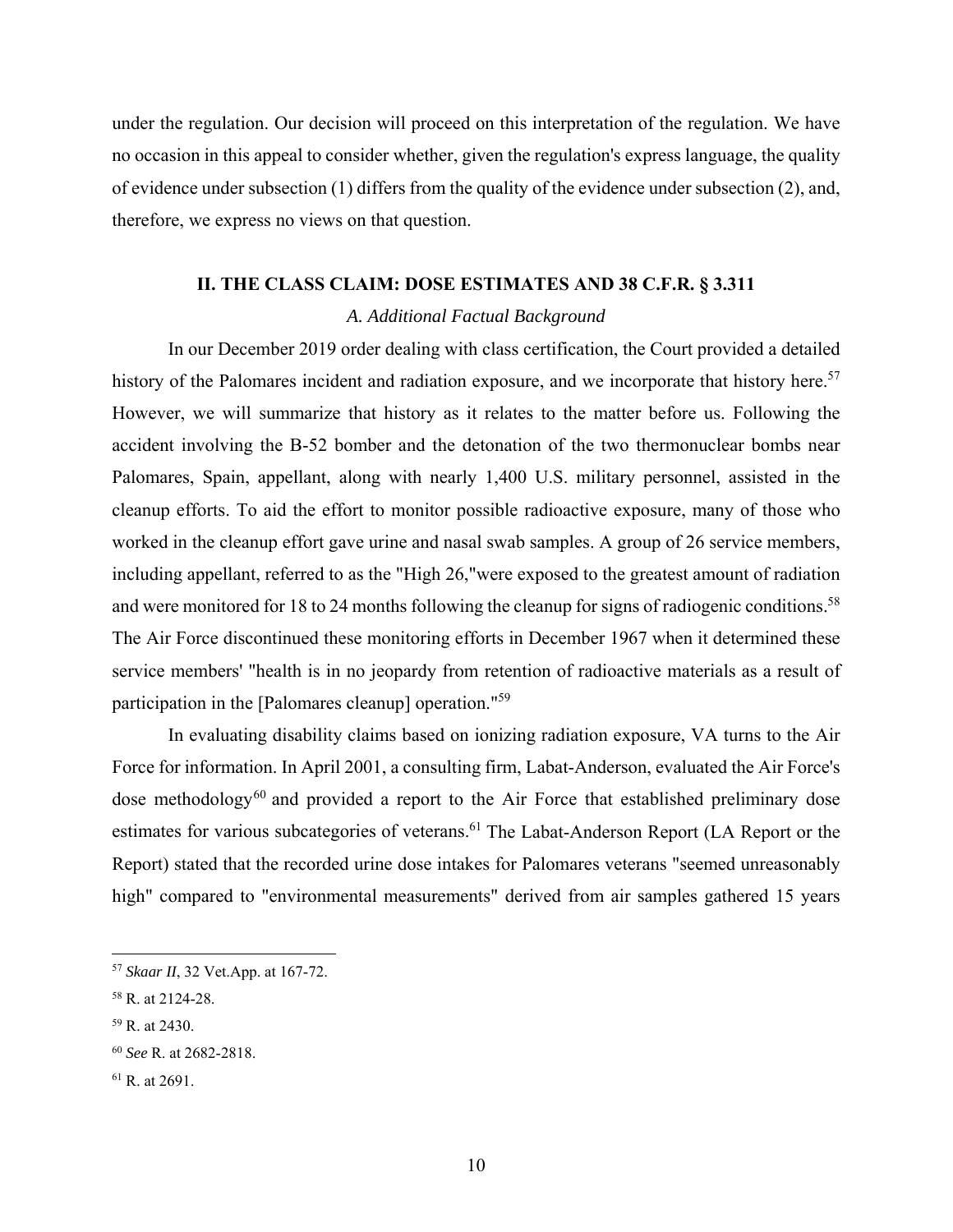under the regulation. Our decision will proceed on this interpretation of the regulation. We have no occasion in this appeal to consider whether, given the regulation's express language, the quality of evidence under subsection (1) differs from the quality of the evidence under subsection (2), and, therefore, we express no views on that question.

## II. THE CLASS CLAIM: DOSE ESTIMATES AND 38 C.F.R. § 3.311

### *A. Additional Factual Background*

In our December 2019 order dealing with class certification, the Court provided a detailed history of the Palomares incident and radiation exposure, and we incorporate that history here.[57] However, we will summarize that history as it relates to the matter before us. Following the accident involving the B-52 bomber and the detonation of the two thermonuclear bombs near Palomares, Spain, appellant, along with nearly 1,400 U.S. military personnel, assisted in the cleanup efforts. To aid the effort to monitor possible radioactive exposure, many of those who worked in the cleanup effort gave urine and nasal swab samples. A group of 26 service members, including appellant, referred to as the "High 26,"were exposed to the greatest amount of radiation and were monitored for 18 to 24 months following the cleanup for signs of radiogenic conditions.[58] The Air Force discontinued these monitoring efforts in December 1967 when it determined these service members' "health is in no jeopardy from retention of radioactive materials as a result of participation in the [Palomares cleanup] operation."[59]

In evaluating disability claims based on ionizing radiation exposure, VA turns to the Air Force for information. In April 2001, a consulting firm, Labat-Anderson, evaluated the Air Force's dose methodology[60] and provided a report to the Air Force that established preliminary dose estimates for various subcategories of veterans.[61] The Labat-Anderson Report (LA Report or the Report) stated that the recorded urine dose intakes for Palomares veterans "seemed unreasonably high" compared to "environmental measurements" derived from air samples gathered 15 years

---

[57] *Skaar II*, 32 Vet.App. at 167-72.

[58] R. at 2124-28.

[59] R. at 2430.

[60] *See* R. at 2682-2818.

[61] R. at 2691.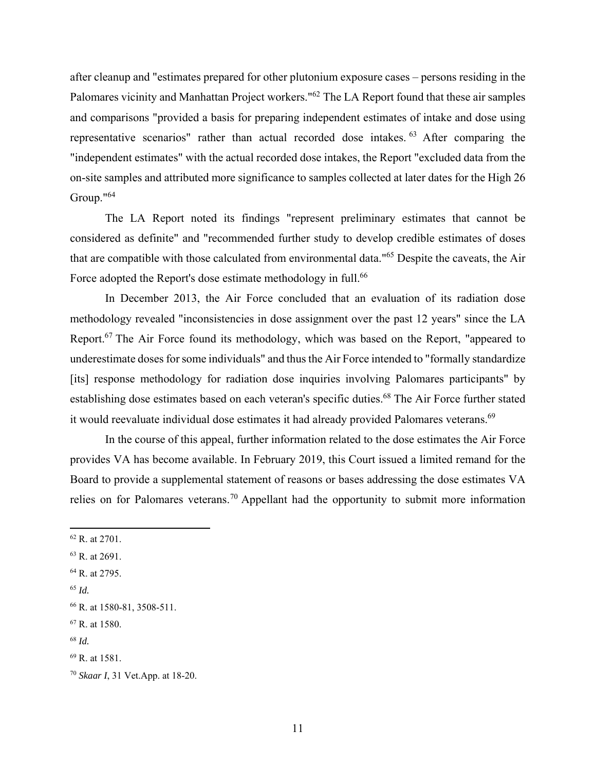after cleanup and "estimates prepared for other plutonium exposure cases – persons residing in the Palomares vicinity and Manhattan Project workers."[62] The LA Report found that these air samples and comparisons "provided a basis for preparing independent estimates of intake and dose using representative scenarios" rather than actual recorded dose intakes.[63] After comparing the "independent estimates" with the actual recorded dose intakes, the Report "excluded data from the on-site samples and attributed more significance to samples collected at later dates for the High 26 Group."[64]

The LA Report noted its findings "represent preliminary estimates that cannot be considered as definite" and "recommended further study to develop credible estimates of doses that are compatible with those calculated from environmental data."[65] Despite the caveats, the Air Force adopted the Report's dose estimate methodology in full.[66]

In December 2013, the Air Force concluded that an evaluation of its radiation dose methodology revealed "inconsistencies in dose assignment over the past 12 years" since the LA Report.[67] The Air Force found its methodology, which was based on the Report, "appeared to underestimate doses for some individuals" and thus the Air Force intended to "formally standardize [its] response methodology for radiation dose inquiries involving Palomares participants" by establishing dose estimates based on each veteran's specific duties.[68] The Air Force further stated it would reevaluate individual dose estimates it had already provided Palomares veterans.[69]

In the course of this appeal, further information related to the dose estimates the Air Force provides VA has become available. In February 2019, this Court issued a limited remand for the Board to provide a supplemental statement of reasons or bases addressing the dose estimates VA relies on for Palomares veterans.[70] Appellant had the opportunity to submit more information

---

[62] R. at 2701.

[63] R. at 2691.

[64] R. at 2795.

[65] *Id.*

[66] R. at 1580-81, 3508-511.

[67] R. at 1580.

[68] *Id.*

[69] R. at 1581.

[70] *Skaar I*, 31 Vet.App. at 18-20.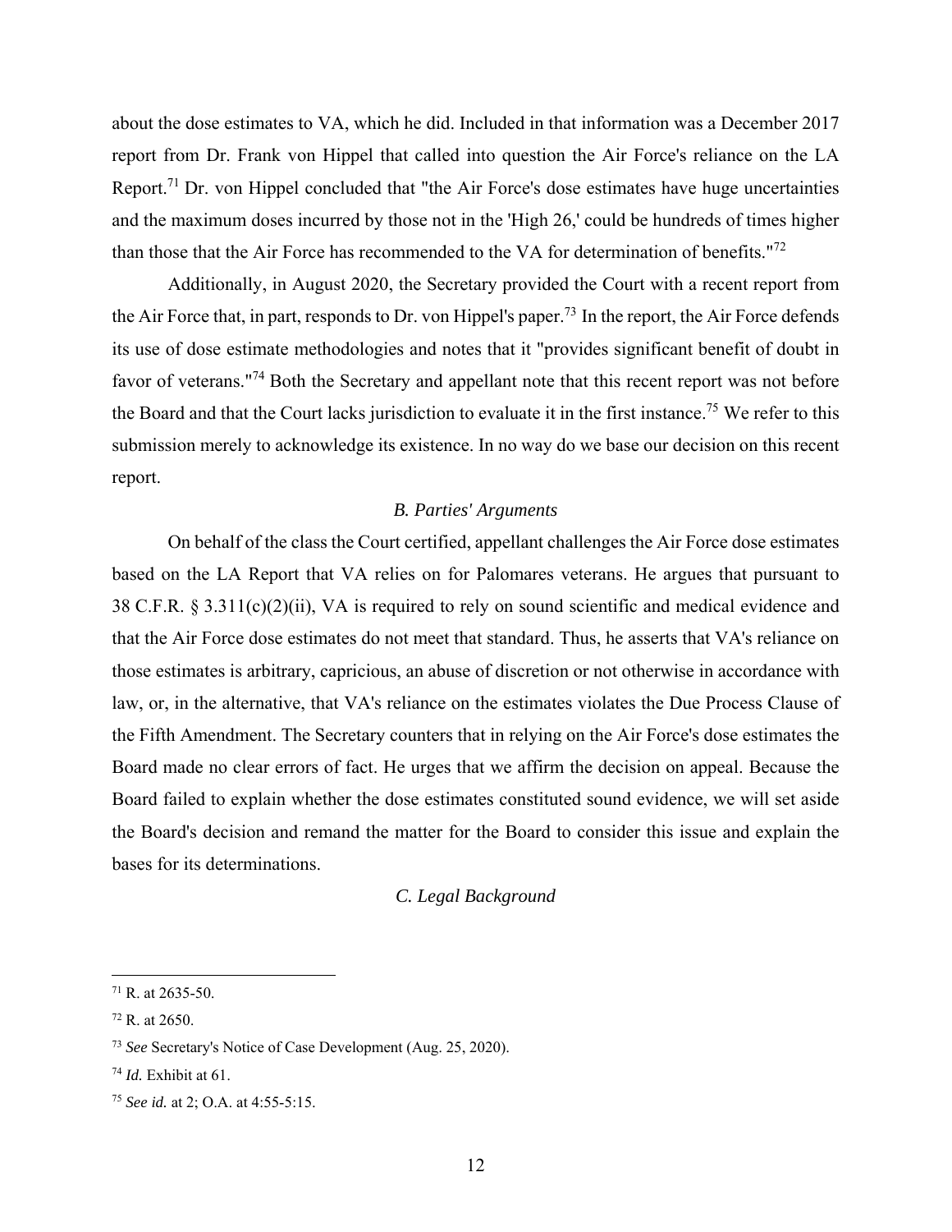about the dose estimates to VA, which he did. Included in that information was a December 2017 report from Dr. Frank von Hippel that called into question the Air Force's reliance on the LA Report.[71] Dr. von Hippel concluded that "the Air Force's dose estimates have huge uncertainties and the maximum doses incurred by those not in the 'High 26,' could be hundreds of times higher than those that the Air Force has recommended to the VA for determination of benefits."[72]

Additionally, in August 2020, the Secretary provided the Court with a recent report from the Air Force that, in part, responds to Dr. von Hippel's paper.[73] In the report, the Air Force defends its use of dose estimate methodologies and notes that it "provides significant benefit of doubt in favor of veterans."[74] Both the Secretary and appellant note that this recent report was not before the Board and that the Court lacks jurisdiction to evaluate it in the first instance.[75] We refer to this submission merely to acknowledge its existence. In no way do we base our decision on this recent report.

### *B. Parties' Arguments*

On behalf of the class the Court certified, appellant challenges the Air Force dose estimates based on the LA Report that VA relies on for Palomares veterans. He argues that pursuant to 38 C.F.R. § 3.311(c)(2)(ii), VA is required to rely on sound scientific and medical evidence and that the Air Force dose estimates do not meet that standard. Thus, he asserts that VA's reliance on those estimates is arbitrary, capricious, an abuse of discretion or not otherwise in accordance with law, or, in the alternative, that VA's reliance on the estimates violates the Due Process Clause of the Fifth Amendment. The Secretary counters that in relying on the Air Force's dose estimates the Board made no clear errors of fact. He urges that we affirm the decision on appeal. Because the Board failed to explain whether the dose estimates constituted sound evidence, we will set aside the Board's decision and remand the matter for the Board to consider this issue and explain the bases for its determinations.

### *C. Legal Background*

---

[71] R. at 2635-50.

[72] R. at 2650.

[73] *See* Secretary's Notice of Case Development (Aug. 25, 2020).

[74] *Id.* Exhibit at 61.

[75] *See id.* at 2; O.A. at 4:55-5:15.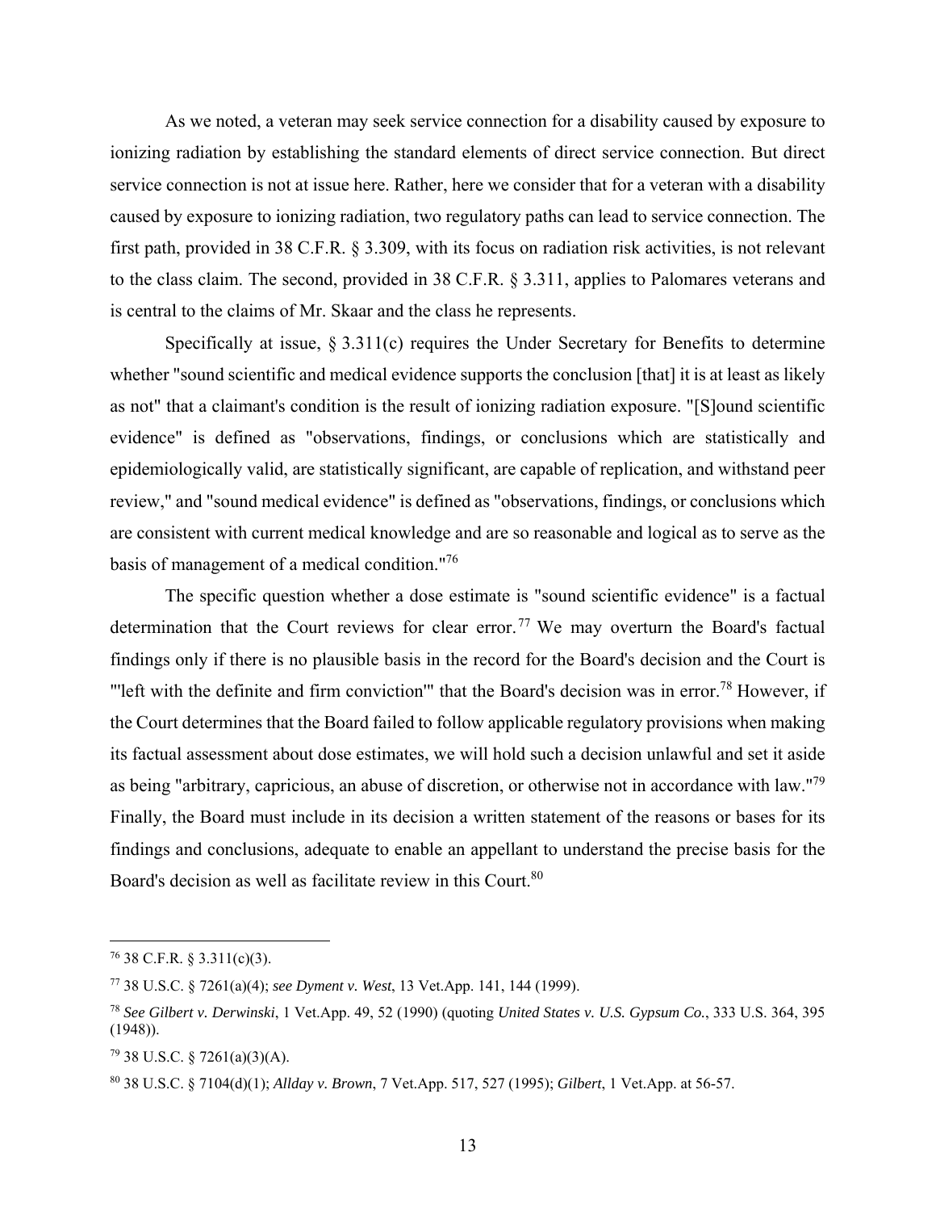As we noted, a veteran may seek service connection for a disability caused by exposure to ionizing radiation by establishing the standard elements of direct service connection. But direct service connection is not at issue here. Rather, here we consider that for a veteran with a disability caused by exposure to ionizing radiation, two regulatory paths can lead to service connection. The first path, provided in 38 C.F.R. § 3.309, with its focus on radiation risk activities, is not relevant to the class claim. The second, provided in 38 C.F.R. § 3.311, applies to Palomares veterans and is central to the claims of Mr. Skaar and the class he represents.

Specifically at issue, § 3.311(c) requires the Under Secretary for Benefits to determine whether "sound scientific and medical evidence supports the conclusion [that] it is at least as likely as not" that a claimant's condition is the result of ionizing radiation exposure. "[S]ound scientific evidence" is defined as "observations, findings, or conclusions which are statistically and epidemiologically valid, are statistically significant, are capable of replication, and withstand peer review," and "sound medical evidence" is defined as "observations, findings, or conclusions which are consistent with current medical knowledge and are so reasonable and logical as to serve as the basis of management of a medical condition."[76]

The specific question whether a dose estimate is "sound scientific evidence" is a factual determination that the Court reviews for clear error.[77] We may overturn the Board's factual findings only if there is no plausible basis in the record for the Board's decision and the Court is "'left with the definite and firm conviction'" that the Board's decision was in error.[78] However, if the Court determines that the Board failed to follow applicable regulatory provisions when making its factual assessment about dose estimates, we will hold such a decision unlawful and set it aside as being "arbitrary, capricious, an abuse of discretion, or otherwise not in accordance with law."[79] Finally, the Board must include in its decision a written statement of the reasons or bases for its findings and conclusions, adequate to enable an appellant to understand the precise basis for the Board's decision as well as facilitate review in this Court.[80]

---

[76] 38 C.F.R. § 3.311(c)(3).

[77] 38 U.S.C. § 7261(a)(4); *see Dyment v. West*, 13 Vet.App. 141, 144 (1999).

[78] *See Gilbert v. Derwinski*, 1 Vet.App. 49, 52 (1990) (quoting *United States v. U.S. Gypsum Co.*, 333 U.S. 364, 395 (1948)).

[79] 38 U.S.C. § 7261(a)(3)(A).

[80] 38 U.S.C. § 7104(d)(1); *Allday v. Brown*, 7 Vet.App. 517, 527 (1995); *Gilbert*, 1 Vet.App. at 56-57.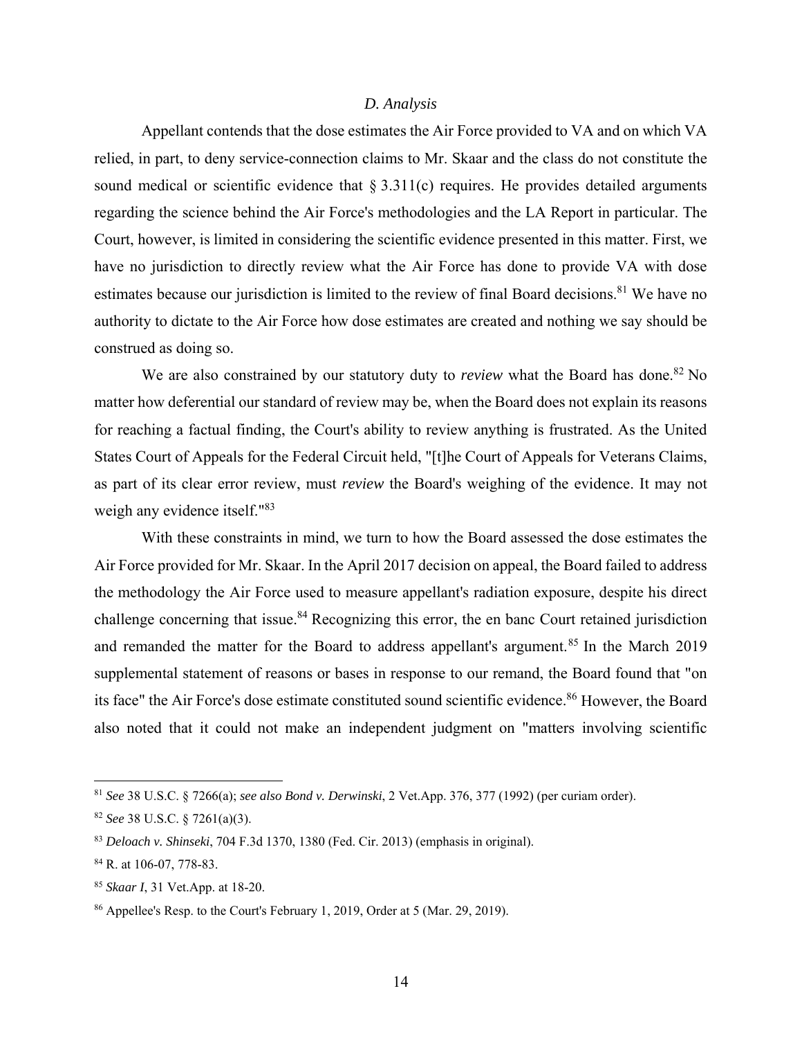### *D. Analysis*

Appellant contends that the dose estimates the Air Force provided to VA and on which VA relied, in part, to deny service-connection claims to Mr. Skaar and the class do not constitute the sound medical or scientific evidence that § 3.311(c) requires. He provides detailed arguments regarding the science behind the Air Force's methodologies and the LA Report in particular. The Court, however, is limited in considering the scientific evidence presented in this matter. First, we have no jurisdiction to directly review what the Air Force has done to provide VA with dose estimates because our jurisdiction is limited to the review of final Board decisions.[81] We have no authority to dictate to the Air Force how dose estimates are created and nothing we say should be construed as doing so.

We are also constrained by our statutory duty to *review* what the Board has done.[82] No matter how deferential our standard of review may be, when the Board does not explain its reasons for reaching a factual finding, the Court's ability to review anything is frustrated. As the United States Court of Appeals for the Federal Circuit held, "[t]he Court of Appeals for Veterans Claims, as part of its clear error review, must *review* the Board's weighing of the evidence. It may not weigh any evidence itself."[83]

With these constraints in mind, we turn to how the Board assessed the dose estimates the Air Force provided for Mr. Skaar. In the April 2017 decision on appeal, the Board failed to address the methodology the Air Force used to measure appellant's radiation exposure, despite his direct challenge concerning that issue.[84] Recognizing this error, the en banc Court retained jurisdiction and remanded the matter for the Board to address appellant's argument.[85] In the March 2019 supplemental statement of reasons or bases in response to our remand, the Board found that "on its face" the Air Force's dose estimate constituted sound scientific evidence.[86] However, the Board also noted that it could not make an independent judgment on "matters involving scientific

---

[81] *See* 38 U.S.C. § 7266(a); *see also Bond v. Derwinski*, 2 Vet.App. 376, 377 (1992) (per curiam order).

[82] *See* 38 U.S.C. § 7261(a)(3).

[83] *Deloach v. Shinseki*, 704 F.3d 1370, 1380 (Fed. Cir. 2013) (emphasis in original).

[84] R. at 106-07, 778-83.

[85] *Skaar I*, 31 Vet.App. at 18-20.

[86] Appellee's Resp. to the Court's February 1, 2019, Order at 5 (Mar. 29, 2019).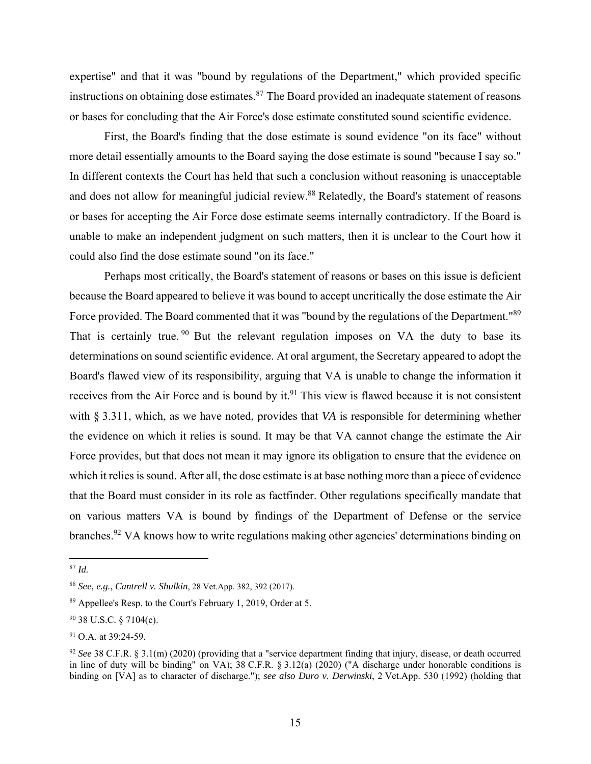expertise" and that it was "bound by regulations of the Department," which provided specific instructions on obtaining dose estimates.[87] The Board provided an inadequate statement of reasons or bases for concluding that the Air Force's dose estimate constituted sound scientific evidence.

First, the Board's finding that the dose estimate is sound evidence "on its face" without more detail essentially amounts to the Board saying the dose estimate is sound "because I say so." In different contexts the Court has held that such a conclusion without reasoning is unacceptable and does not allow for meaningful judicial review.[88] Relatedly, the Board's statement of reasons or bases for accepting the Air Force dose estimate seems internally contradictory. If the Board is unable to make an independent judgment on such matters, then it is unclear to the Court how it could also find the dose estimate sound "on its face."

Perhaps most critically, the Board's statement of reasons or bases on this issue is deficient because the Board appeared to believe it was bound to accept uncritically the dose estimate the Air Force provided. The Board commented that it was "bound by the regulations of the Department."[89] That is certainly true.[90] But the relevant regulation imposes on VA the duty to base its determinations on sound scientific evidence. At oral argument, the Secretary appeared to adopt the Board's flawed view of its responsibility, arguing that VA is unable to change the information it receives from the Air Force and is bound by it.[91] This view is flawed because it is not consistent with § 3.311, which, as we have noted, provides that *VA* is responsible for determining whether the evidence on which it relies is sound. It may be that VA cannot change the estimate the Air Force provides, but that does not mean it may ignore its obligation to ensure that the evidence on which it relies is sound. After all, the dose estimate is at base nothing more than a piece of evidence that the Board must consider in its role as factfinder. Other regulations specifically mandate that on various matters VA is bound by findings of the Department of Defense or the service branches.[92] VA knows how to write regulations making other agencies' determinations binding on

---

[87] *Id.*

[88] *See, e.g.*, *Cantrell v. Shulkin*, 28 Vet.App. 382, 392 (2017).

[89] Appellee's Resp. to the Court's February 1, 2019, Order at 5.

[90] 38 U.S.C. § 7104(c).

[91] O.A. at 39:24-59.

[92] *See* 38 C.F.R. § 3.1(m) (2020) (providing that a "service department finding that injury, disease, or death occurred in line of duty will be binding" on VA); 38 C.F.R. § 3.12(a) (2020) ("A discharge under honorable conditions is binding on [VA] as to character of discharge."); *see also Duro v. Derwinski*, 2 Vet.App. 530 (1992) (holding that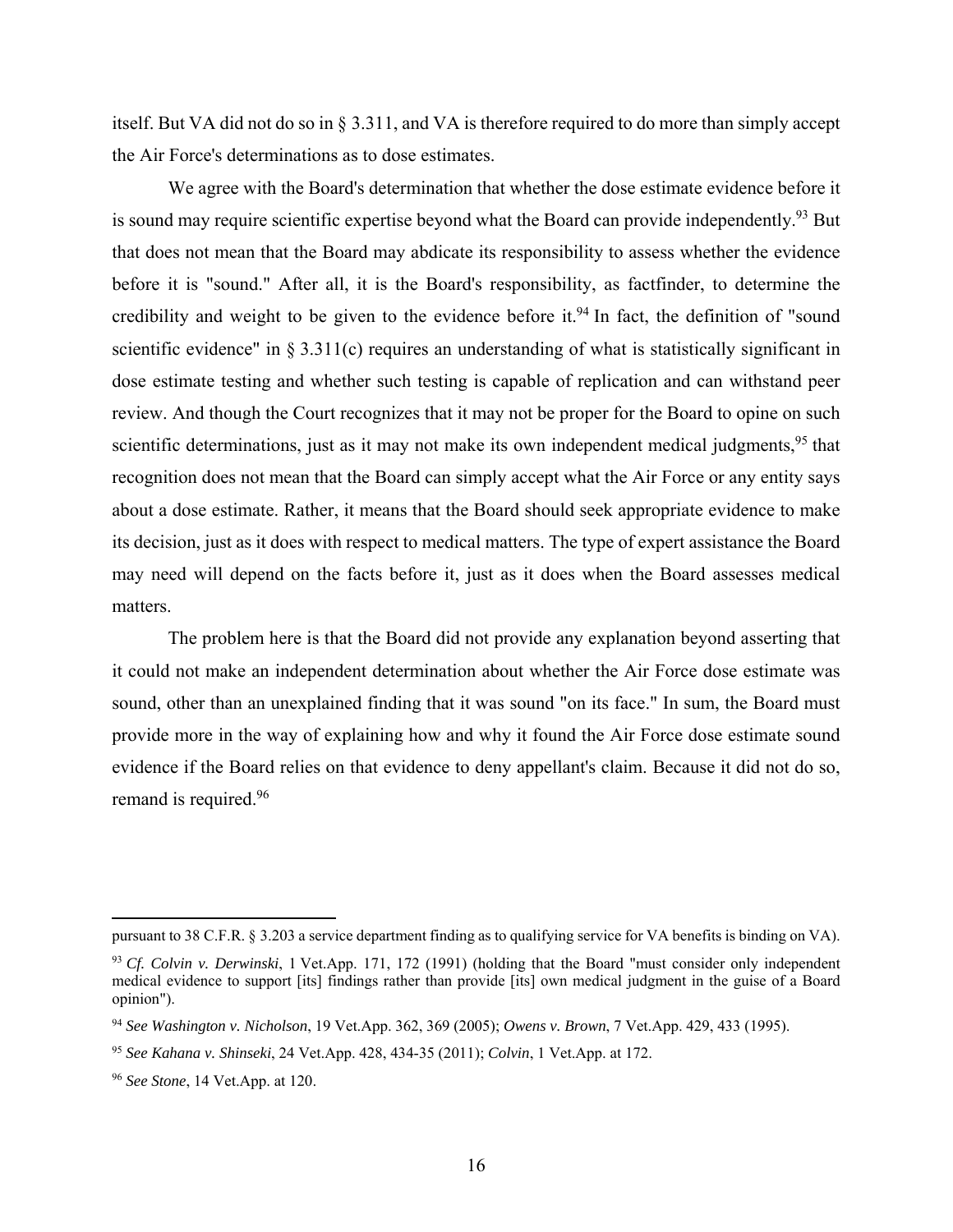itself. But VA did not do so in § 3.311, and VA is therefore required to do more than simply accept the Air Force's determinations as to dose estimates.

We agree with the Board's determination that whether the dose estimate evidence before it is sound may require scientific expertise beyond what the Board can provide independently.[93] But that does not mean that the Board may abdicate its responsibility to assess whether the evidence before it is "sound." After all, it is the Board's responsibility, as factfinder, to determine the credibility and weight to be given to the evidence before it.[94] In fact, the definition of "sound scientific evidence" in § 3.311(c) requires an understanding of what is statistically significant in dose estimate testing and whether such testing is capable of replication and can withstand peer review. And though the Court recognizes that it may not be proper for the Board to opine on such scientific determinations, just as it may not make its own independent medical judgments,[95] that recognition does not mean that the Board can simply accept what the Air Force or any entity says about a dose estimate. Rather, it means that the Board should seek appropriate evidence to make its decision, just as it does with respect to medical matters. The type of expert assistance the Board may need will depend on the facts before it, just as it does when the Board assesses medical matters.

The problem here is that the Board did not provide any explanation beyond asserting that it could not make an independent determination about whether the Air Force dose estimate was sound, other than an unexplained finding that it was sound "on its face." In sum, the Board must provide more in the way of explaining how and why it found the Air Force dose estimate sound evidence if the Board relies on that evidence to deny appellant's claim. Because it did not do so, remand is required.[96]

---

pursuant to 38 C.F.R. § 3.203 a service department finding as to qualifying service for VA benefits is binding on VA).

[93] *Cf. Colvin v. Derwinski*, 1 Vet.App. 171, 172 (1991) (holding that the Board "must consider only independent medical evidence to support [its] findings rather than provide [its] own medical judgment in the guise of a Board opinion").

[94] *See Washington v. Nicholson*, 19 Vet.App. 362, 369 (2005); *Owens v. Brown*, 7 Vet.App. 429, 433 (1995).

[95] *See Kahana v. Shinseki*, 24 Vet.App. 428, 434-35 (2011); *Colvin*, 1 Vet.App. at 172.

[96] *See Stone*, 14 Vet.App. at 120.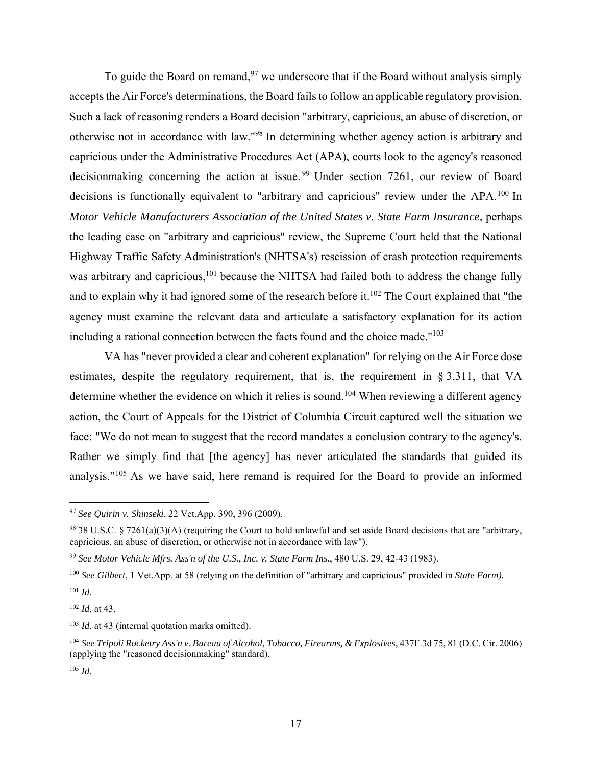To guide the Board on remand,[97] we underscore that if the Board without analysis simply accepts the Air Force's determinations, the Board fails to follow an applicable regulatory provision. Such a lack of reasoning renders a Board decision "arbitrary, capricious, an abuse of discretion, or otherwise not in accordance with law."[98] In determining whether agency action is arbitrary and capricious under the Administrative Procedures Act (APA), courts look to the agency's reasoned decisionmaking concerning the action at issue.[99] Under section 7261, our review of Board decisions is functionally equivalent to "arbitrary and capricious" review under the APA.[100] In *Motor Vehicle Manufacturers Association of the United States v. State Farm Insurance*, perhaps the leading case on "arbitrary and capricious" review, the Supreme Court held that the National Highway Traffic Safety Administration's (NHTSA's) rescission of crash protection requirements was arbitrary and capricious,[101] because the NHTSA had failed both to address the change fully and to explain why it had ignored some of the research before it.[102] The Court explained that "the agency must examine the relevant data and articulate a satisfactory explanation for its action including a rational connection between the facts found and the choice made."[103]

VA has "never provided a clear and coherent explanation" for relying on the Air Force dose estimates, despite the regulatory requirement, that is, the requirement in § 3.311, that VA determine whether the evidence on which it relies is sound.[104] When reviewing a different agency action, the Court of Appeals for the District of Columbia Circuit captured well the situation we face: "We do not mean to suggest that the record mandates a conclusion contrary to the agency's. Rather we simply find that [the agency] has never articulated the standards that guided its analysis."[105] As we have said, here remand is required for the Board to provide an informed

---

[97] *See Quirin v. Shinseki*, 22 Vet.App. 390, 396 (2009).

[98] 38 U.S.C. § 7261(a)(3)(A) (requiring the Court to hold unlawful and set aside Board decisions that are "arbitrary, capricious, an abuse of discretion, or otherwise not in accordance with law").

[99] *See Motor Vehicle Mfrs. Ass'n of the U.S., Inc. v. State Farm Ins.*, 480 U.S. 29, 42-43 (1983).

[100] *See Gilbert*, 1 Vet.App. at 58 (relying on the definition of "arbitrary and capricious" provided in *State Farm).*

[101] *Id.*

[102] *Id.* at 43.

[103] *Id.* at 43 (internal quotation marks omitted).

[104] *See Tripoli Rocketry Ass'n v. Bureau of Alcohol, Tobacco, Firearms, & Explosives*, 437F.3d 75, 81 (D.C. Cir. 2006) (applying the "reasoned decisionmaking" standard).

[105] *Id.*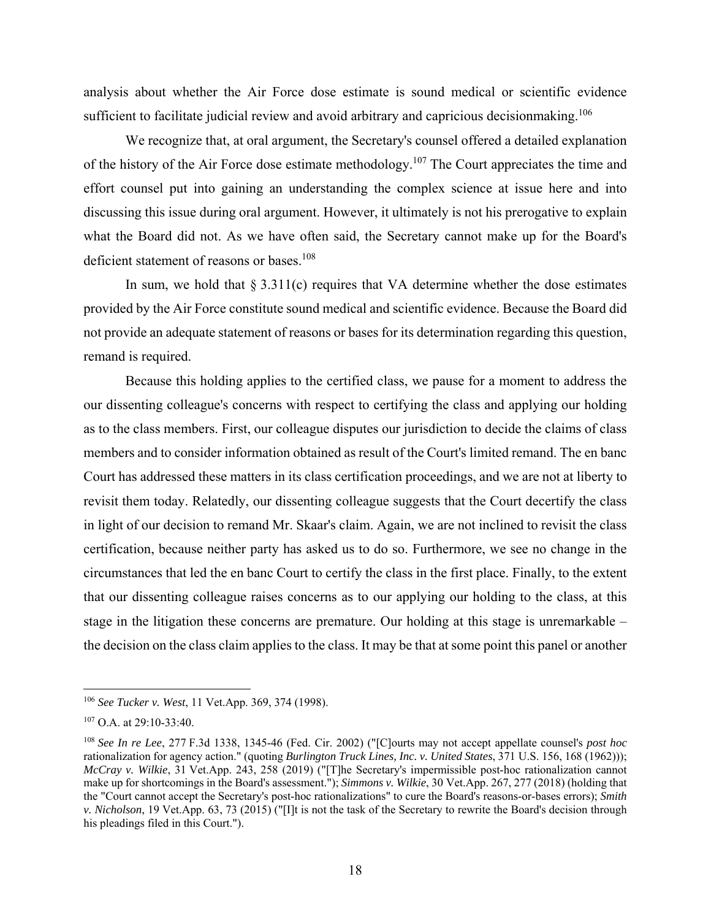analysis about whether the Air Force dose estimate is sound medical or scientific evidence sufficient to facilitate judicial review and avoid arbitrary and capricious decisionmaking.[106]

We recognize that, at oral argument, the Secretary's counsel offered a detailed explanation of the history of the Air Force dose estimate methodology.[107] The Court appreciates the time and effort counsel put into gaining an understanding the complex science at issue here and into discussing this issue during oral argument. However, it ultimately is not his prerogative to explain what the Board did not. As we have often said, the Secretary cannot make up for the Board's deficient statement of reasons or bases.[108]

In sum, we hold that § 3.311(c) requires that VA determine whether the dose estimates provided by the Air Force constitute sound medical and scientific evidence. Because the Board did not provide an adequate statement of reasons or bases for its determination regarding this question, remand is required.

Because this holding applies to the certified class, we pause for a moment to address the our dissenting colleague's concerns with respect to certifying the class and applying our holding as to the class members. First, our colleague disputes our jurisdiction to decide the claims of class members and to consider information obtained as result of the Court's limited remand. The en banc Court has addressed these matters in its class certification proceedings, and we are not at liberty to revisit them today. Relatedly, our dissenting colleague suggests that the Court decertify the class in light of our decision to remand Mr. Skaar's claim. Again, we are not inclined to revisit the class certification, because neither party has asked us to do so. Furthermore, we see no change in the circumstances that led the en banc Court to certify the class in the first place. Finally, to the extent that our dissenting colleague raises concerns as to our applying our holding to the class, at this stage in the litigation these concerns are premature. Our holding at this stage is unremarkable – the decision on the class claim applies to the class. It may be that at some point this panel or another

---

[106] *See Tucker v. West*, 11 Vet.App. 369, 374 (1998).

[107] O.A. at 29:10-33:40.

[108] *See In re Lee*, 277 F.3d 1338, 1345-46 (Fed. Cir. 2002) ("[C]ourts may not accept appellate counsel's *post hoc* rationalization for agency action." (quoting *Burlington Truck Lines, Inc. v. United States*, 371 U.S. 156, 168 (1962))); *McCray v. Wilkie*, 31 Vet.App. 243, 258 (2019) ("[T]he Secretary's impermissible post-hoc rationalization cannot make up for shortcomings in the Board's assessment."); *Simmons v. Wilkie*, 30 Vet.App. 267, 277 (2018) (holding that the "Court cannot accept the Secretary's post-hoc rationalizations" to cure the Board's reasons-or-bases errors); *Smith v. Nicholson*, 19 Vet.App. 63, 73 (2015) ("[I]t is not the task of the Secretary to rewrite the Board's decision through his pleadings filed in this Court.").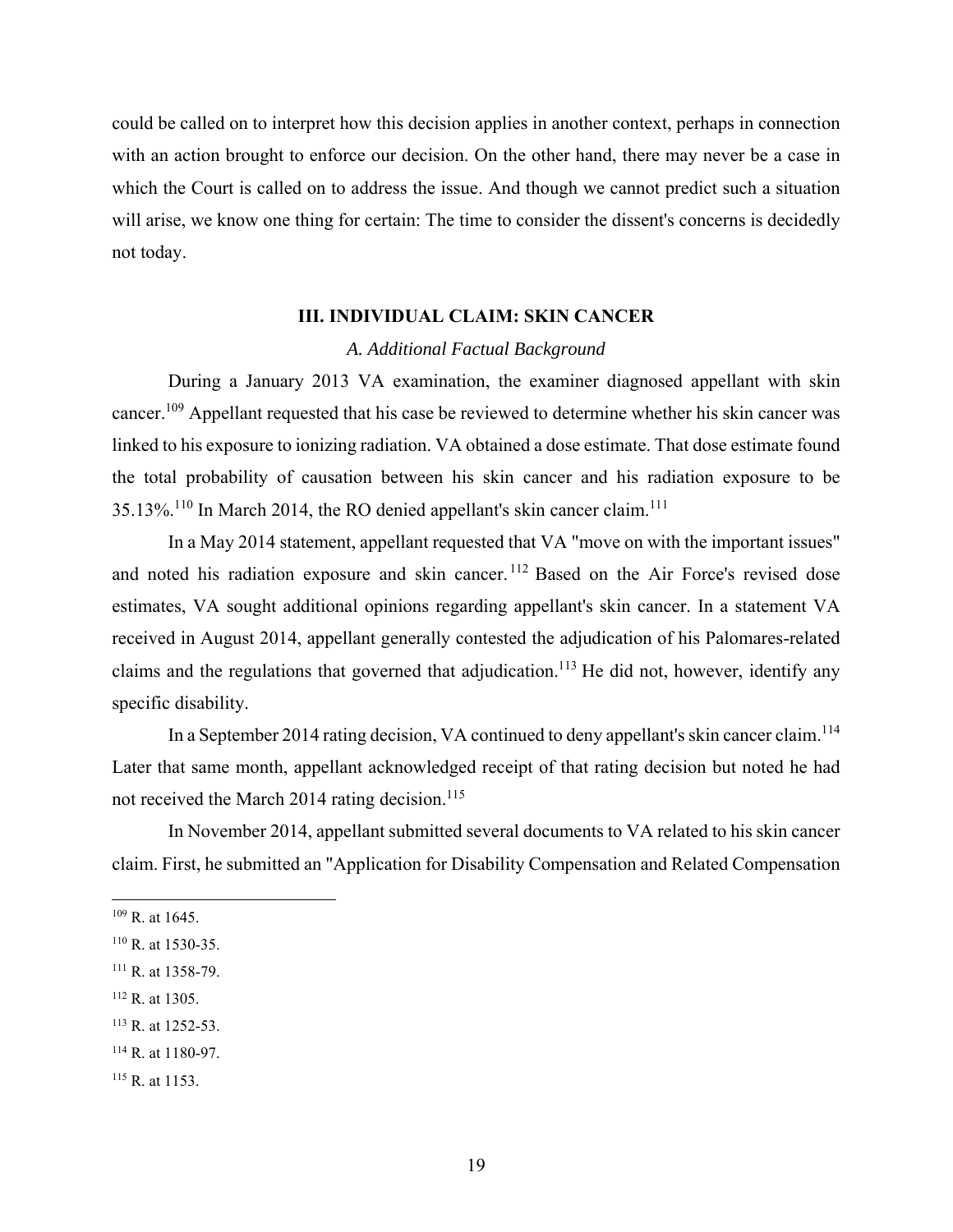could be called on to interpret how this decision applies in another context, perhaps in connection with an action brought to enforce our decision. On the other hand, there may never be a case in which the Court is called on to address the issue. And though we cannot predict such a situation will arise, we know one thing for certain: The time to consider the dissent's concerns is decidedly not today.

### III. INDIVIDUAL CLAIM: SKIN CANCER

#### *A. Additional Factual Background*

During a January 2013 VA examination, the examiner diagnosed appellant with skin cancer.[109] Appellant requested that his case be reviewed to determine whether his skin cancer was linked to his exposure to ionizing radiation. VA obtained a dose estimate. That dose estimate found the total probability of causation between his skin cancer and his radiation exposure to be 35.13%.[110] In March 2014, the RO denied appellant's skin cancer claim.[111]

In a May 2014 statement, appellant requested that VA "move on with the important issues" and noted his radiation exposure and skin cancer.[112] Based on the Air Force's revised dose estimates, VA sought additional opinions regarding appellant's skin cancer. In a statement VA received in August 2014, appellant generally contested the adjudication of his Palomares-related claims and the regulations that governed that adjudication.[113] He did not, however, identify any specific disability.

In a September 2014 rating decision, VA continued to deny appellant's skin cancer claim.[114] Later that same month, appellant acknowledged receipt of that rating decision but noted he had not received the March 2014 rating decision.[115]

In November 2014, appellant submitted several documents to VA related to his skin cancer claim. First, he submitted an "Application for Disability Compensation and Related Compensation

---

[109] R. at 1645.

[110] R. at 1530-35.

[111] R. at 1358-79.

[112] R. at 1305.

[113] R. at 1252-53.

[114] R. at 1180-97.

[115] R. at 1153.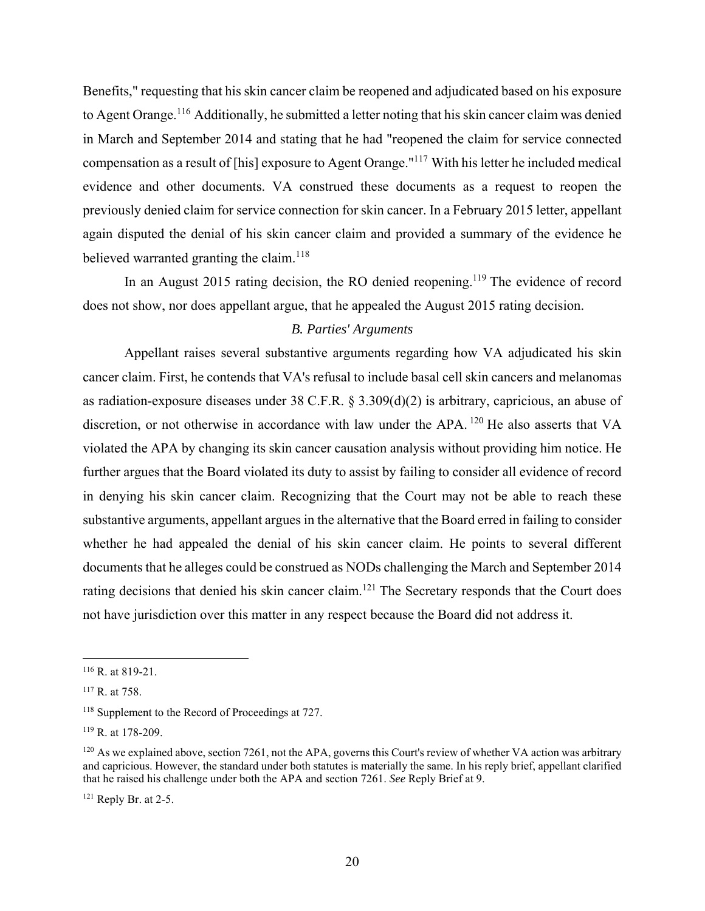Benefits," requesting that his skin cancer claim be reopened and adjudicated based on his exposure to Agent Orange.[116] Additionally, he submitted a letter noting that his skin cancer claim was denied in March and September 2014 and stating that he had "reopened the claim for service connected compensation as a result of [his] exposure to Agent Orange."[117] With his letter he included medical evidence and other documents. VA construed these documents as a request to reopen the previously denied claim for service connection for skin cancer. In a February 2015 letter, appellant again disputed the denial of his skin cancer claim and provided a summary of the evidence he believed warranted granting the claim.[118]

In an August 2015 rating decision, the RO denied reopening.[119] The evidence of record does not show, nor does appellant argue, that he appealed the August 2015 rating decision.

### *B. Parties' Arguments*

Appellant raises several substantive arguments regarding how VA adjudicated his skin cancer claim. First, he contends that VA's refusal to include basal cell skin cancers and melanomas as radiation-exposure diseases under 38 C.F.R. § 3.309(d)(2) is arbitrary, capricious, an abuse of discretion, or not otherwise in accordance with law under the APA.[120] He also asserts that VA violated the APA by changing its skin cancer causation analysis without providing him notice. He further argues that the Board violated its duty to assist by failing to consider all evidence of record in denying his skin cancer claim. Recognizing that the Court may not be able to reach these substantive arguments, appellant argues in the alternative that the Board erred in failing to consider whether he had appealed the denial of his skin cancer claim. He points to several different documents that he alleges could be construed as NODs challenging the March and September 2014 rating decisions that denied his skin cancer claim.[121] The Secretary responds that the Court does not have jurisdiction over this matter in any respect because the Board did not address it.

---

[116] R. at 819-21.

[117] R. at 758.

[118] Supplement to the Record of Proceedings at 727.

[119] R. at 178-209.

[120] As we explained above, section 7261, not the APA, governs this Court's review of whether VA action was arbitrary and capricious. However, the standard under both statutes is materially the same. In his reply brief, appellant clarified that he raised his challenge under both the APA and section 7261. *See* Reply Brief at 9.

[121] Reply Br. at 2-5.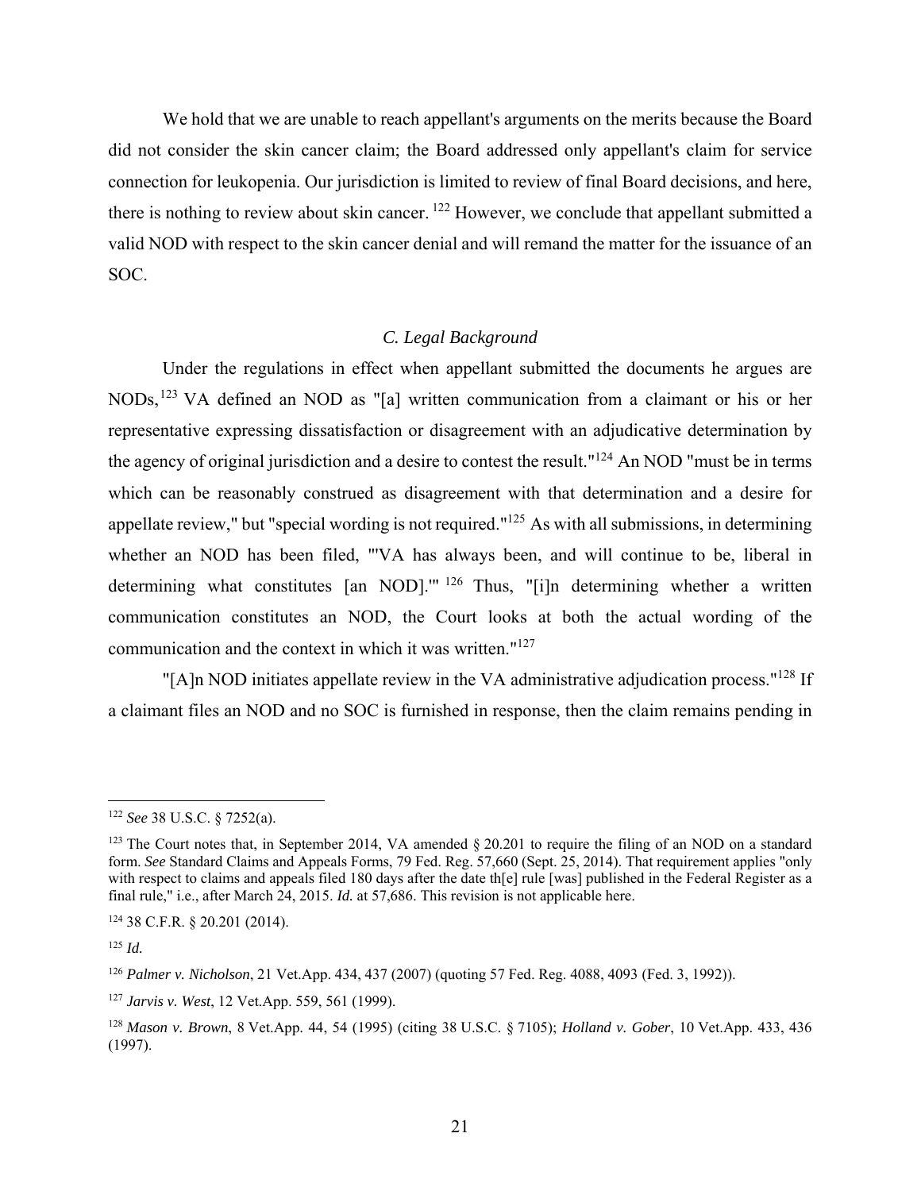We hold that we are unable to reach appellant's arguments on the merits because the Board did not consider the skin cancer claim; the Board addressed only appellant's claim for service connection for leukopenia. Our jurisdiction is limited to review of final Board decisions, and here, there is nothing to review about skin cancer. [122] However, we conclude that appellant submitted a valid NOD with respect to the skin cancer denial and will remand the matter for the issuance of an SOC.

### *C. Legal Background*

Under the regulations in effect when appellant submitted the documents he argues are NODs,[123] VA defined an NOD as "[a] written communication from a claimant or his or her representative expressing dissatisfaction or disagreement with an adjudicative determination by the agency of original jurisdiction and a desire to contest the result."[124] An NOD "must be in terms which can be reasonably construed as disagreement with that determination and a desire for appellate review," but "special wording is not required."[125] As with all submissions, in determining whether an NOD has been filed, "'VA has always been, and will continue to be, liberal in determining what constitutes [an NOD].'" [126] Thus, "[i]n determining whether a written communication constitutes an NOD, the Court looks at both the actual wording of the communication and the context in which it was written."[127]

"[A]n NOD initiates appellate review in the VA administrative adjudication process."[128] If a claimant files an NOD and no SOC is furnished in response, then the claim remains pending in

---

[122] *See* 38 U.S.C. § 7252(a).

[123] The Court notes that, in September 2014, VA amended § 20.201 to require the filing of an NOD on a standard form. *See* Standard Claims and Appeals Forms, 79 Fed. Reg. 57,660 (Sept. 25, 2014). That requirement applies "only with respect to claims and appeals filed 180 days after the date th[e] rule [was] published in the Federal Register as a final rule," i.e., after March 24, 2015. *Id.* at 57,686. This revision is not applicable here.

[124] 38 C.F.R. § 20.201 (2014).

[125] *Id.*

[126] *Palmer v. Nicholson*, 21 Vet.App. 434, 437 (2007) (quoting 57 Fed. Reg. 4088, 4093 (Fed. 3, 1992)).

[127] *Jarvis v. West*, 12 Vet.App. 559, 561 (1999).

[128] *Mason v. Brown*, 8 Vet.App. 44, 54 (1995) (citing 38 U.S.C. § 7105); *Holland v. Gober*, 10 Vet.App. 433, 436 (1997).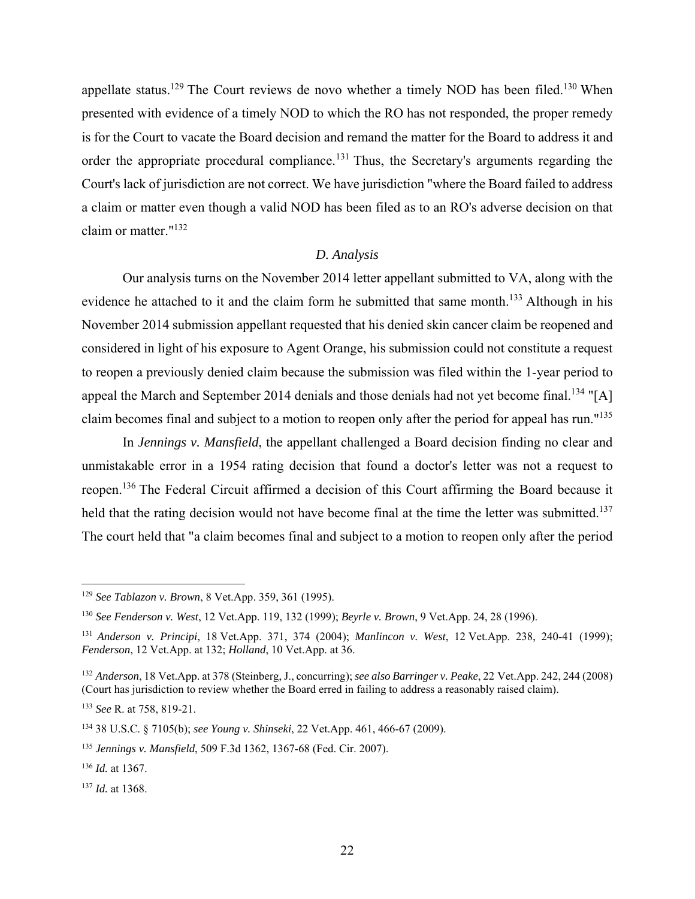appellate status.[129] The Court reviews de novo whether a timely NOD has been filed.[130] When presented with evidence of a timely NOD to which the RO has not responded, the proper remedy is for the Court to vacate the Board decision and remand the matter for the Board to address it and order the appropriate procedural compliance.[131] Thus, the Secretary's arguments regarding the Court's lack of jurisdiction are not correct. We have jurisdiction "where the Board failed to address a claim or matter even though a valid NOD has been filed as to an RO's adverse decision on that claim or matter."[132]

### *D. Analysis*

Our analysis turns on the November 2014 letter appellant submitted to VA, along with the evidence he attached to it and the claim form he submitted that same month.[133] Although in his November 2014 submission appellant requested that his denied skin cancer claim be reopened and considered in light of his exposure to Agent Orange, his submission could not constitute a request to reopen a previously denied claim because the submission was filed within the 1-year period to appeal the March and September 2014 denials and those denials had not yet become final.[134] "[A] claim becomes final and subject to a motion to reopen only after the period for appeal has run."[135]

In *Jennings v. Mansfield*, the appellant challenged a Board decision finding no clear and unmistakable error in a 1954 rating decision that found a doctor's letter was not a request to reopen.[136] The Federal Circuit affirmed a decision of this Court affirming the Board because it held that the rating decision would not have become final at the time the letter was submitted.[137] The court held that "a claim becomes final and subject to a motion to reopen only after the period

---

[129] *See Tablazon v. Brown*, 8 Vet.App. 359, 361 (1995).

[130] *See Fenderson v. West*, 12 Vet.App. 119, 132 (1999); *Beyrle v. Brown*, 9 Vet.App. 24, 28 (1996).

[131] *Anderson v. Principi*, 18 Vet.App. 371, 374 (2004); *Manlincon v. West*, 12 Vet.App. 238, 240-41 (1999); *Fenderson*, 12 Vet.App. at 132; *Holland*, 10 Vet.App. at 36.

[132] *Anderson*, 18 Vet.App. at 378 (Steinberg, J., concurring); *see also Barringer v. Peake*, 22 Vet.App. 242, 244 (2008) (Court has jurisdiction to review whether the Board erred in failing to address a reasonably raised claim).

[133] *See* R. at 758, 819-21.

[134] 38 U.S.C. § 7105(b); *see Young v. Shinseki*, 22 Vet.App. 461, 466-67 (2009).

[135] *Jennings v. Mansfield*, 509 F.3d 1362, 1367-68 (Fed. Cir. 2007).

[136] *Id.* at 1367.

[137] *Id.* at 1368.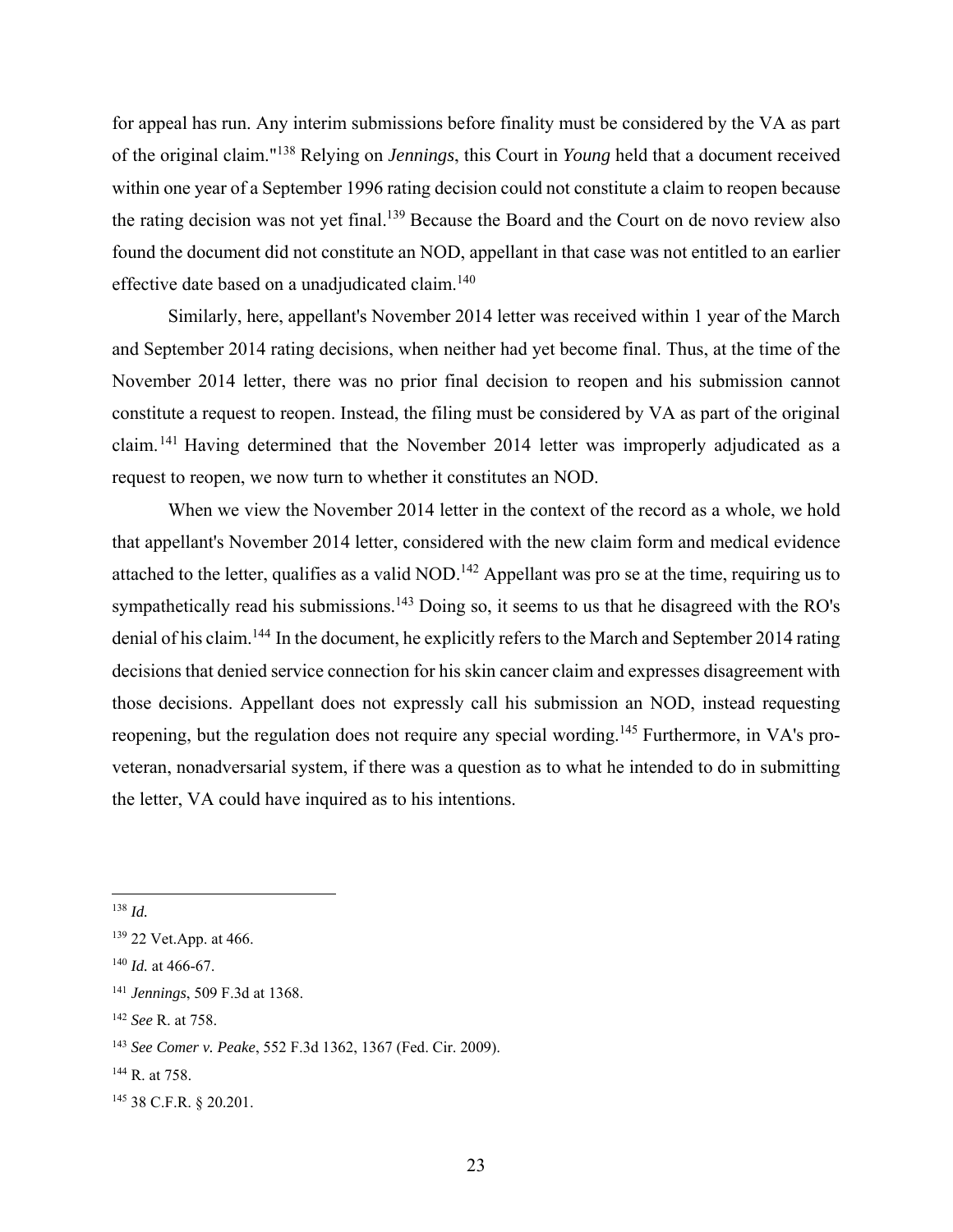for appeal has run. Any interim submissions before finality must be considered by the VA as part of the original claim."[138] Relying on *Jennings*, this Court in *Young* held that a document received within one year of a September 1996 rating decision could not constitute a claim to reopen because the rating decision was not yet final.[139] Because the Board and the Court on de novo review also found the document did not constitute an NOD, appellant in that case was not entitled to an earlier effective date based on a unadjudicated claim.[140]

Similarly, here, appellant's November 2014 letter was received within 1 year of the March and September 2014 rating decisions, when neither had yet become final. Thus, at the time of the November 2014 letter, there was no prior final decision to reopen and his submission cannot constitute a request to reopen. Instead, the filing must be considered by VA as part of the original claim.[141] Having determined that the November 2014 letter was improperly adjudicated as a request to reopen, we now turn to whether it constitutes an NOD.

When we view the November 2014 letter in the context of the record as a whole, we hold that appellant's November 2014 letter, considered with the new claim form and medical evidence attached to the letter, qualifies as a valid NOD.[142] Appellant was pro se at the time, requiring us to sympathetically read his submissions.[143] Doing so, it seems to us that he disagreed with the RO's denial of his claim.[144] In the document, he explicitly refers to the March and September 2014 rating decisions that denied service connection for his skin cancer claim and expresses disagreement with those decisions. Appellant does not expressly call his submission an NOD, instead requesting reopening, but the regulation does not require any special wording.[145] Furthermore, in VA's pro-veteran, nonadversarial system, if there was a question as to what he intended to do in submitting the letter, VA could have inquired as to his intentions.

---

[138] *Id.*

[139] 22 Vet.App. at 466.

[140] *Id.* at 466-67.

[141] *Jennings*, 509 F.3d at 1368.

[142] *See* R. at 758.

[143] *See Comer v. Peake*, 552 F.3d 1362, 1367 (Fed. Cir. 2009).

[144] R. at 758.

[145] 38 C.F.R. § 20.201.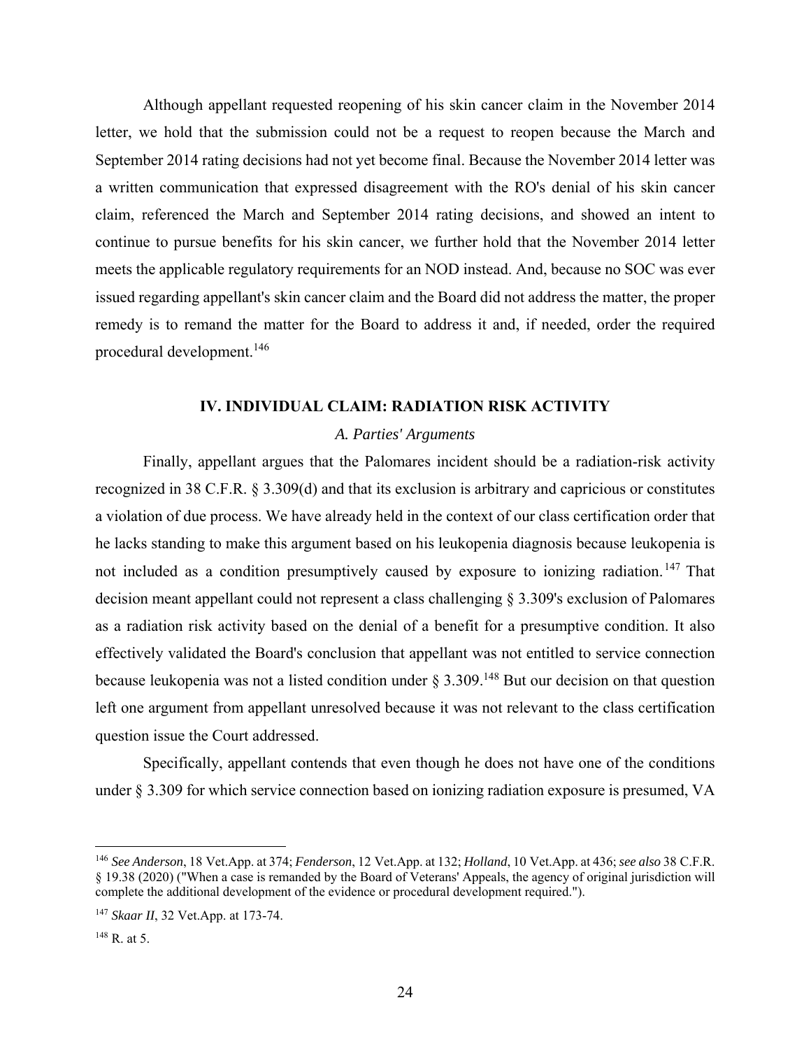Although appellant requested reopening of his skin cancer claim in the November 2014 letter, we hold that the submission could not be a request to reopen because the March and September 2014 rating decisions had not yet become final. Because the November 2014 letter was a written communication that expressed disagreement with the RO's denial of his skin cancer claim, referenced the March and September 2014 rating decisions, and showed an intent to continue to pursue benefits for his skin cancer, we further hold that the November 2014 letter meets the applicable regulatory requirements for an NOD instead. And, because no SOC was ever issued regarding appellant's skin cancer claim and the Board did not address the matter, the proper remedy is to remand the matter for the Board to address it and, if needed, order the required procedural development.[146]

## IV. INDIVIDUAL CLAIM: RADIATION RISK ACTIVITY

### *A. Parties' Arguments*

Finally, appellant argues that the Palomares incident should be a radiation-risk activity recognized in 38 C.F.R. § 3.309(d) and that its exclusion is arbitrary and capricious or constitutes a violation of due process. We have already held in the context of our class certification order that he lacks standing to make this argument based on his leukopenia diagnosis because leukopenia is not included as a condition presumptively caused by exposure to ionizing radiation.[147] That decision meant appellant could not represent a class challenging § 3.309's exclusion of Palomares as a radiation risk activity based on the denial of a benefit for a presumptive condition. It also effectively validated the Board's conclusion that appellant was not entitled to service connection because leukopenia was not a listed condition under § 3.309.[148] But our decision on that question left one argument from appellant unresolved because it was not relevant to the class certification question issue the Court addressed.

Specifically, appellant contends that even though he does not have one of the conditions under § 3.309 for which service connection based on ionizing radiation exposure is presumed, VA

---

[146] *See Anderson*, 18 Vet.App. at 374; *Fenderson*, 12 Vet.App. at 132; *Holland*, 10 Vet.App. at 436; *see also* 38 C.F.R. § 19.38 (2020) ("When a case is remanded by the Board of Veterans' Appeals, the agency of original jurisdiction will complete the additional development of the evidence or procedural development required.").

[147] *Skaar II*, 32 Vet.App. at 173-74.

[148] R. at 5.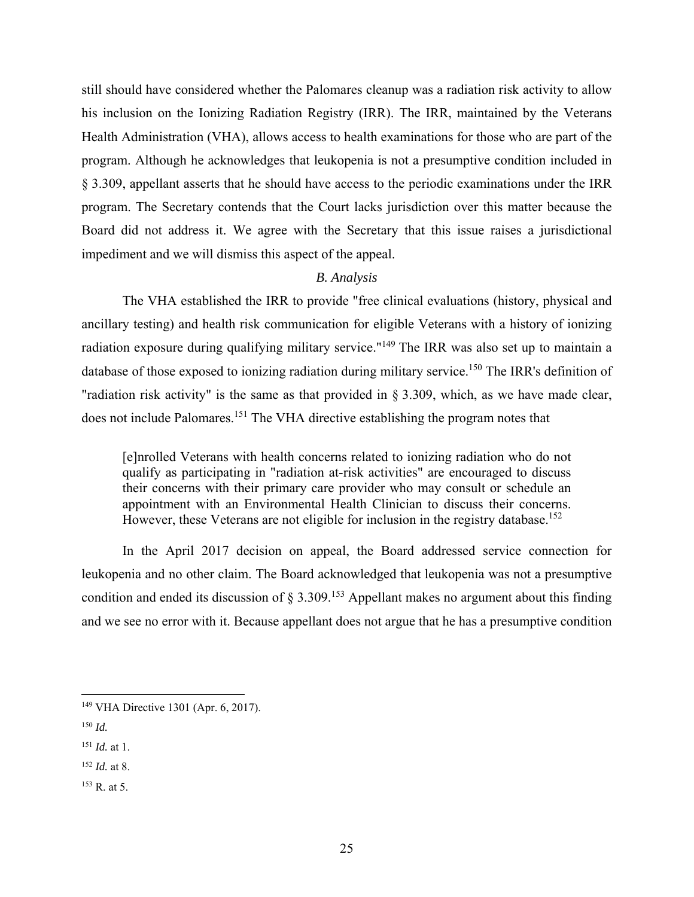still should have considered whether the Palomares cleanup was a radiation risk activity to allow his inclusion on the Ionizing Radiation Registry (IRR). The IRR, maintained by the Veterans Health Administration (VHA), allows access to health examinations for those who are part of the program. Although he acknowledges that leukopenia is not a presumptive condition included in § 3.309, appellant asserts that he should have access to the periodic examinations under the IRR program. The Secretary contends that the Court lacks jurisdiction over this matter because the Board did not address it. We agree with the Secretary that this issue raises a jurisdictional impediment and we will dismiss this aspect of the appeal.

### *B. Analysis*

The VHA established the IRR to provide "free clinical evaluations (history, physical and ancillary testing) and health risk communication for eligible Veterans with a history of ionizing radiation exposure during qualifying military service."[149] The IRR was also set up to maintain a database of those exposed to ionizing radiation during military service.[150] The IRR's definition of "radiation risk activity" is the same as that provided in § 3.309, which, as we have made clear, does not include Palomares.[151] The VHA directive establishing the program notes that

> [e]nrolled Veterans with health concerns related to ionizing radiation who do not qualify as participating in "radiation at-risk activities" are encouraged to discuss their concerns with their primary care provider who may consult or schedule an appointment with an Environmental Health Clinician to discuss their concerns. However, these Veterans are not eligible for inclusion in the registry database.[152]

In the April 2017 decision on appeal, the Board addressed service connection for leukopenia and no other claim. The Board acknowledged that leukopenia was not a presumptive condition and ended its discussion of § 3.309.[153] Appellant makes no argument about this finding and we see no error with it. Because appellant does not argue that he has a presumptive condition

---

[149] VHA Directive 1301 (Apr. 6, 2017).

[150] *Id.*

[151] *Id.* at 1.

[152] *Id.* at 8.

[153] R. at 5.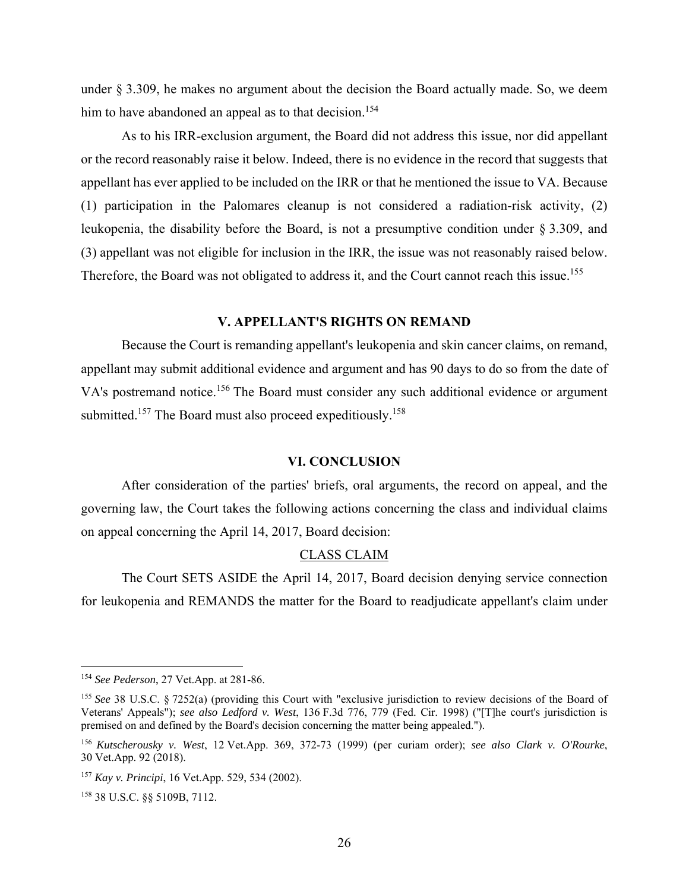under § 3.309, he makes no argument about the decision the Board actually made. So, we deem him to have abandoned an appeal as to that decision.[154]

As to his IRR-exclusion argument, the Board did not address this issue, nor did appellant or the record reasonably raise it below. Indeed, there is no evidence in the record that suggests that appellant has ever applied to be included on the IRR or that he mentioned the issue to VA. Because (1) participation in the Palomares cleanup is not considered a radiation-risk activity, (2) leukopenia, the disability before the Board, is not a presumptive condition under § 3.309, and (3) appellant was not eligible for inclusion in the IRR, the issue was not reasonably raised below. Therefore, the Board was not obligated to address it, and the Court cannot reach this issue.[155]

## V. APPELLANT'S RIGHTS ON REMAND

Because the Court is remanding appellant's leukopenia and skin cancer claims, on remand, appellant may submit additional evidence and argument and has 90 days to do so from the date of VA's postremand notice.[156] The Board must consider any such additional evidence or argument submitted.[157] The Board must also proceed expeditiously.[158]

## VI. CONCLUSION

After consideration of the parties' briefs, oral arguments, the record on appeal, and the governing law, the Court takes the following actions concerning the class and individual claims on appeal concerning the April 14, 2017, Board decision:

### CLASS CLAIM

The Court SETS ASIDE the April 14, 2017, Board decision denying service connection for leukopenia and REMANDS the matter for the Board to readjudicate appellant's claim under

---

[154] *See Pederson*, 27 Vet.App. at 281-86.

[155] *See* 38 U.S.C. § 7252(a) (providing this Court with "exclusive jurisdiction to review decisions of the Board of Veterans' Appeals"); *see also Ledford v. West*, 136 F.3d 776, 779 (Fed. Cir. 1998) ("[T]he court's jurisdiction is premised on and defined by the Board's decision concerning the matter being appealed.").

[156] *Kutscherousky v. West*, 12 Vet.App. 369, 372-73 (1999) (per curiam order); *see also Clark v. O'Rourke*, 30 Vet.App. 92 (2018).

[157] *Kay v. Principi*, 16 Vet.App. 529, 534 (2002).

[158] 38 U.S.C. §§ 5109B, 7112.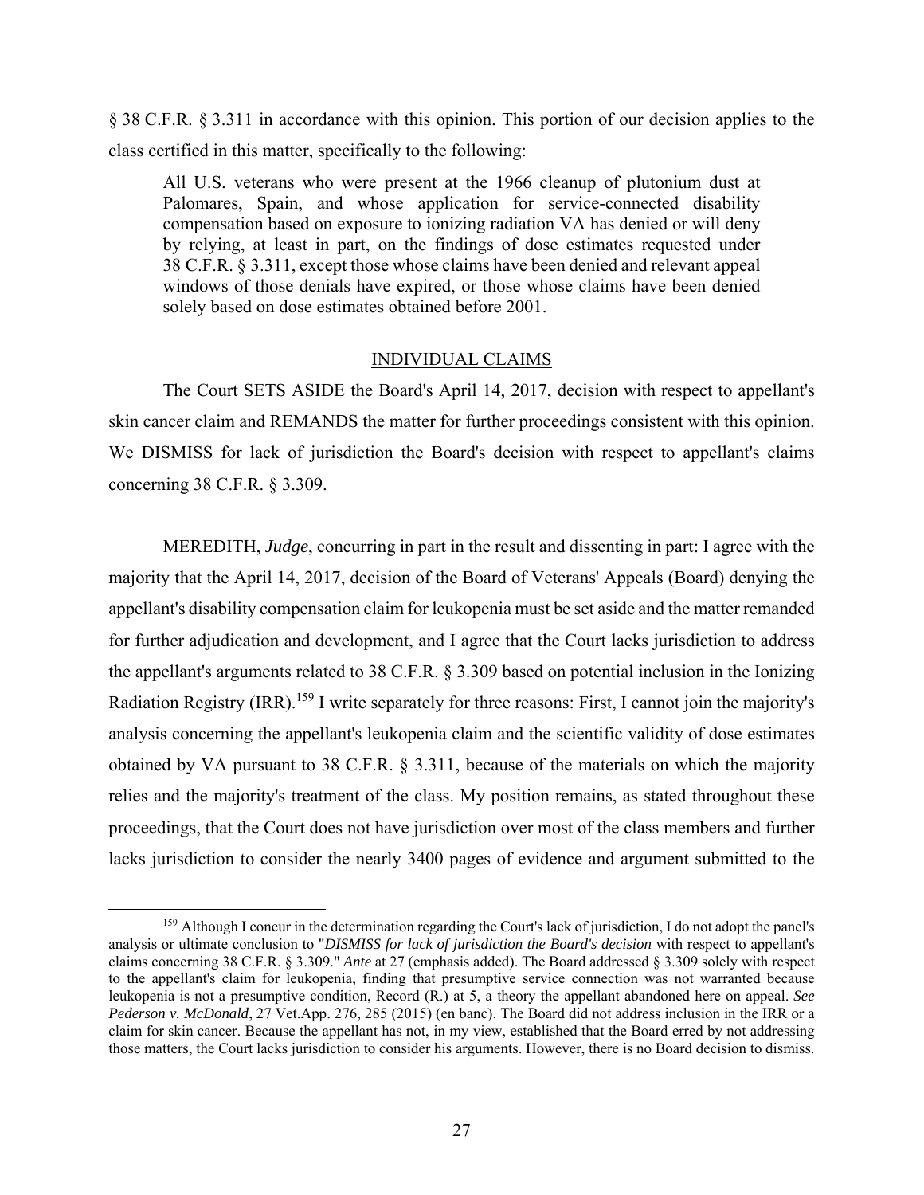§ 38 C.F.R. § 3.311 in accordance with this opinion. This portion of our decision applies to the class certified in this matter, specifically to the following:

> All U.S. veterans who were present at the 1966 cleanup of plutonium dust at Palomares, Spain, and whose application for service-connected disability compensation based on exposure to ionizing radiation VA has denied or will deny by relying, at least in part, on the findings of dose estimates requested under 38 C.F.R. § 3.311, except those whose claims have been denied and relevant appeal windows of those denials have expired, or those whose claims have been denied solely based on dose estimates obtained before 2001.

## INDIVIDUAL CLAIMS

The Court SETS ASIDE the Board's April 14, 2017, decision with respect to appellant's skin cancer claim and REMANDS the matter for further proceedings consistent with this opinion. We DISMISS for lack of jurisdiction the Board's decision with respect to appellant's claims concerning 38 C.F.R. § 3.309.

MEREDITH, *Judge*, concurring in part in the result and dissenting in part: I agree with the majority that the April 14, 2017, decision of the Board of Veterans' Appeals (Board) denying the appellant's disability compensation claim for leukopenia must be set aside and the matter remanded for further adjudication and development, and I agree that the Court lacks jurisdiction to address the appellant's arguments related to 38 C.F.R. § 3.309 based on potential inclusion in the Ionizing Radiation Registry (IRR).[159] I write separately for three reasons: First, I cannot join the majority's analysis concerning the appellant's leukopenia claim and the scientific validity of dose estimates obtained by VA pursuant to 38 C.F.R. § 3.311, because of the materials on which the majority relies and the majority's treatment of the class. My position remains, as stated throughout these proceedings, that the Court does not have jurisdiction over most of the class members and further lacks jurisdiction to consider the nearly 3400 pages of evidence and argument submitted to the

[159] Although I concur in the determination regarding the Court's lack of jurisdiction, I do not adopt the panel's analysis or ultimate conclusion to "*DISMISS for lack of jurisdiction the Board's decision* with respect to appellant's claims concerning 38 C.F.R. § 3.309." *Ante* at 27 (emphasis added). The Board addressed § 3.309 solely with respect to the appellant's claim for leukopenia, finding that presumptive service connection was not warranted because leukopenia is not a presumptive condition, Record (R.) at 5, a theory the appellant abandoned here on appeal. *See Pederson v. McDonald*, 27 Vet.App. 276, 285 (2015) (en banc). The Board did not address inclusion in the IRR or a claim for skin cancer. Because the appellant has not, in my view, established that the Board erred by not addressing those matters, the Court lacks jurisdiction to consider his arguments. However, there is no Board decision to dismiss.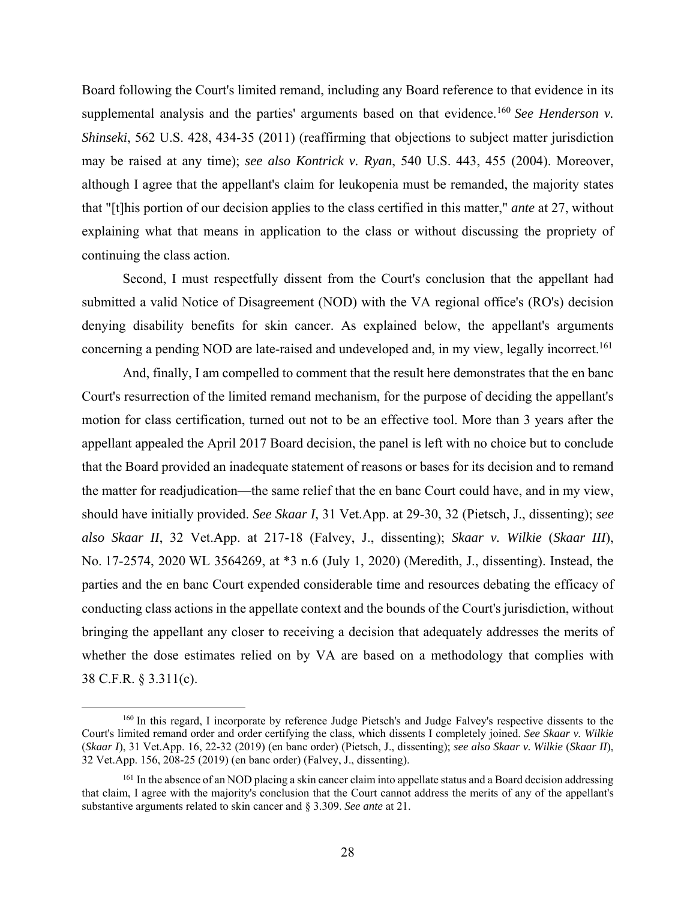Board following the Court's limited remand, including any Board reference to that evidence in its supplemental analysis and the parties' arguments based on that evidence.[160] *See Henderson v. Shinseki*, 562 U.S. 428, 434-35 (2011) (reaffirming that objections to subject matter jurisdiction may be raised at any time); *see also Kontrick v. Ryan*, 540 U.S. 443, 455 (2004). Moreover, although I agree that the appellant's claim for leukopenia must be remanded, the majority states that "[t]his portion of our decision applies to the class certified in this matter," *ante* at 27, without explaining what that means in application to the class or without discussing the propriety of continuing the class action.

Second, I must respectfully dissent from the Court's conclusion that the appellant had submitted a valid Notice of Disagreement (NOD) with the VA regional office's (RO's) decision denying disability benefits for skin cancer. As explained below, the appellant's arguments concerning a pending NOD are late-raised and undeveloped and, in my view, legally incorrect.[161]

And, finally, I am compelled to comment that the result here demonstrates that the en banc Court's resurrection of the limited remand mechanism, for the purpose of deciding the appellant's motion for class certification, turned out not to be an effective tool. More than 3 years after the appellant appealed the April 2017 Board decision, the panel is left with no choice but to conclude that the Board provided an inadequate statement of reasons or bases for its decision and to remand the matter for readjudication—the same relief that the en banc Court could have, and in my view, should have initially provided. *See Skaar I*, 31 Vet.App. at 29-30, 32 (Pietsch, J., dissenting); *see also Skaar II*, 32 Vet.App. at 217-18 (Falvey, J., dissenting); *Skaar v. Wilkie* (*Skaar III*), No. 17-2574, 2020 WL 3564269, at *3 n.6 (July 1, 2020) (Meredith, J., dissenting). Instead, the parties and the en banc Court expended considerable time and resources debating the efficacy of conducting class actions in the appellate context and the bounds of the Court's jurisdiction, without bringing the appellant any closer to receiving a decision that adequately addresses the merits of whether the dose estimates relied on by VA are based on a methodology that complies with 38 C.F.R. § 3.311(c).

---

[160] In this regard, I incorporate by reference Judge Pietsch's and Judge Falvey's respective dissents to the Court's limited remand order and order certifying the class, which dissents I completely joined. *See Skaar v. Wilkie* (*Skaar I*), 31 Vet.App. 16, 22-32 (2019) (en banc order) (Pietsch, J., dissenting); *see also Skaar v. Wilkie* (*Skaar II*), 32 Vet.App. 156, 208-25 (2019) (en banc order) (Falvey, J., dissenting).

[161] In the absence of an NOD placing a skin cancer claim into appellate status and a Board decision addressing that claim, I agree with the majority's conclusion that the Court cannot address the merits of any of the appellant's substantive arguments related to skin cancer and § 3.309. *See ante* at 21.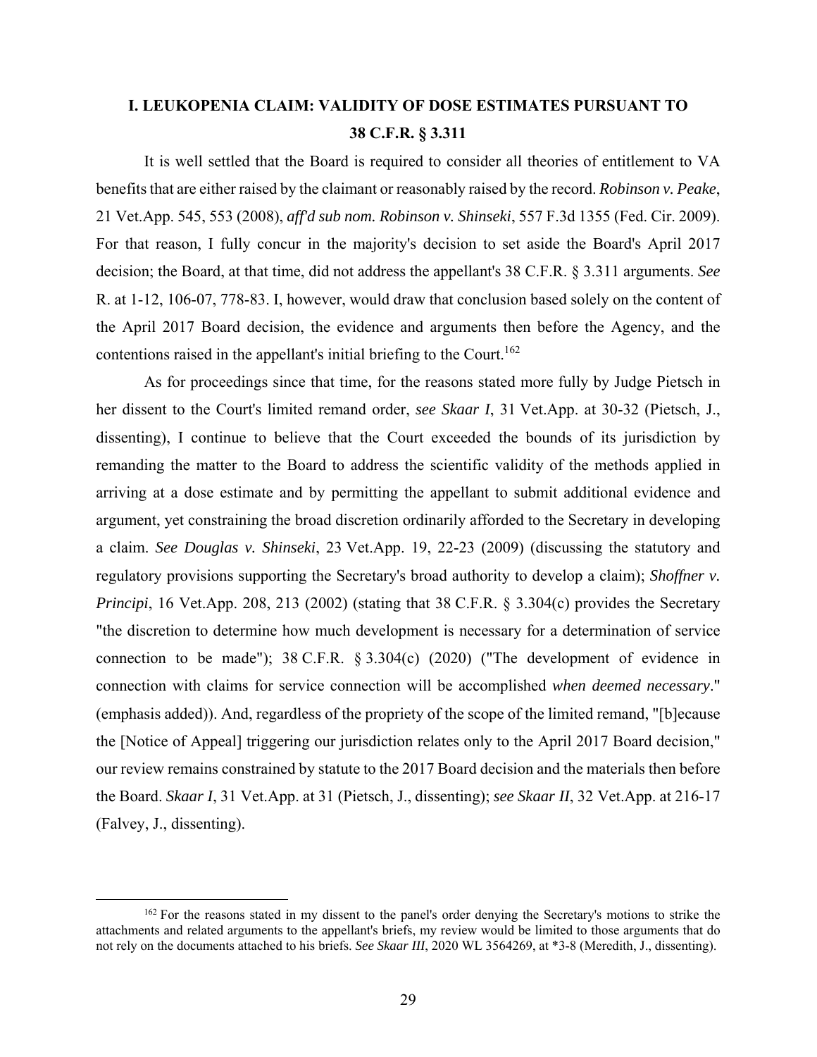## I. LEUKOPENIA CLAIM: VALIDITY OF DOSE ESTIMATES PURSUANT TO 38 C.F.R. § 3.311

It is well settled that the Board is required to consider all theories of entitlement to VA benefits that are either raised by the claimant or reasonably raised by the record. *Robinson v. Peake*, 21 Vet.App. 545, 553 (2008), *aff'd sub nom. Robinson v. Shinseki*, 557 F.3d 1355 (Fed. Cir. 2009). For that reason, I fully concur in the majority's decision to set aside the Board's April 2017 decision; the Board, at that time, did not address the appellant's 38 C.F.R. § 3.311 arguments. *See* R. at 1-12, 106-07, 778-83. I, however, would draw that conclusion based solely on the content of the April 2017 Board decision, the evidence and arguments then before the Agency, and the contentions raised in the appellant's initial briefing to the Court.[162]

As for proceedings since that time, for the reasons stated more fully by Judge Pietsch in her dissent to the Court's limited remand order, *see Skaar I*, 31 Vet.App. at 30-32 (Pietsch, J., dissenting), I continue to believe that the Court exceeded the bounds of its jurisdiction by remanding the matter to the Board to address the scientific validity of the methods applied in arriving at a dose estimate and by permitting the appellant to submit additional evidence and argument, yet constraining the broad discretion ordinarily afforded to the Secretary in developing a claim. *See Douglas v. Shinseki*, 23 Vet.App. 19, 22-23 (2009) (discussing the statutory and regulatory provisions supporting the Secretary's broad authority to develop a claim); *Shoffner v. Principi*, 16 Vet.App. 208, 213 (2002) (stating that 38 C.F.R. § 3.304(c) provides the Secretary "the discretion to determine how much development is necessary for a determination of service connection to be made"); 38 C.F.R. § 3.304(c) (2020) ("The development of evidence in connection with claims for service connection will be accomplished *when deemed necessary*." (emphasis added)). And, regardless of the propriety of the scope of the limited remand, "[b]ecause the [Notice of Appeal] triggering our jurisdiction relates only to the April 2017 Board decision," our review remains constrained by statute to the 2017 Board decision and the materials then before the Board. *Skaar I*, 31 Vet.App. at 31 (Pietsch, J., dissenting); *see Skaar II*, 32 Vet.App. at 216-17 (Falvey, J., dissenting).

---

[162] For the reasons stated in my dissent to the panel's order denying the Secretary's motions to strike the attachments and related arguments to the appellant's briefs, my review would be limited to those arguments that do not rely on the documents attached to his briefs. *See Skaar III*, 2020 WL 3564269, at *3-8 (Meredith, J., dissenting).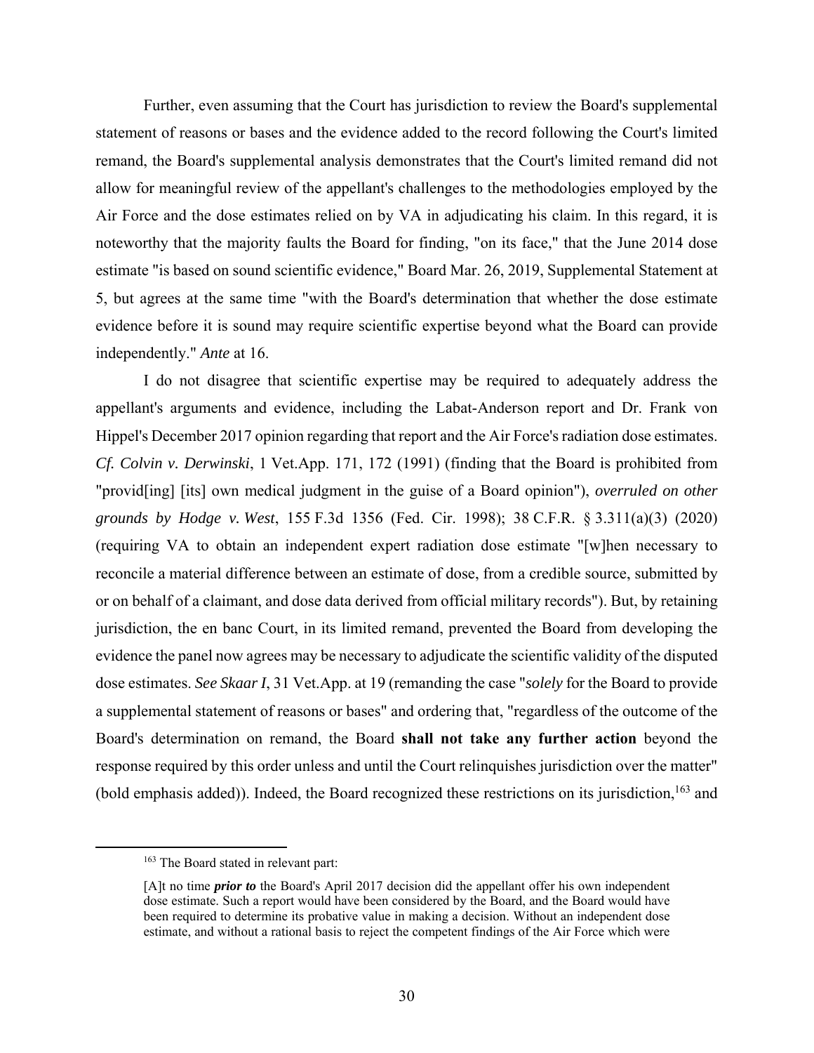Further, even assuming that the Court has jurisdiction to review the Board's supplemental statement of reasons or bases and the evidence added to the record following the Court's limited remand, the Board's supplemental analysis demonstrates that the Court's limited remand did not allow for meaningful review of the appellant's challenges to the methodologies employed by the Air Force and the dose estimates relied on by VA in adjudicating his claim. In this regard, it is noteworthy that the majority faults the Board for finding, "on its face," that the June 2014 dose estimate "is based on sound scientific evidence," Board Mar. 26, 2019, Supplemental Statement at 5, but agrees at the same time "with the Board's determination that whether the dose estimate evidence before it is sound may require scientific expertise beyond what the Board can provide independently." *Ante* at 16.

I do not disagree that scientific expertise may be required to adequately address the appellant's arguments and evidence, including the Labat-Anderson report and Dr. Frank von Hippel's December 2017 opinion regarding that report and the Air Force's radiation dose estimates. *Cf. Colvin v. Derwinski*, 1 Vet.App. 171, 172 (1991) (finding that the Board is prohibited from "provid[ing] [its] own medical judgment in the guise of a Board opinion"), *overruled on other grounds by Hodge v. West*, 155 F.3d 1356 (Fed. Cir. 1998); 38 C.F.R. § 3.311(a)(3) (2020) (requiring VA to obtain an independent expert radiation dose estimate "[w]hen necessary to reconcile a material difference between an estimate of dose, from a credible source, submitted by or on behalf of a claimant, and dose data derived from official military records"). But, by retaining jurisdiction, the en banc Court, in its limited remand, prevented the Board from developing the evidence the panel now agrees may be necessary to adjudicate the scientific validity of the disputed dose estimates. *See Skaar I*, 31 Vet.App. at 19 (remanding the case "*solely* for the Board to provide a supplemental statement of reasons or bases" and ordering that, "regardless of the outcome of the Board's determination on remand, the Board **shall not take any further action** beyond the response required by this order unless and until the Court relinquishes jurisdiction over the matter" (bold emphasis added)). Indeed, the Board recognized these restrictions on its jurisdiction,[163] and

[163] The Board stated in relevant part:

> [A]t no time ***prior to*** the Board's April 2017 decision did the appellant offer his own independent dose estimate. Such a report would have been considered by the Board, and the Board would have been required to determine its probative value in making a decision. Without an independent dose estimate, and without a rational basis to reject the competent findings of the Air Force which were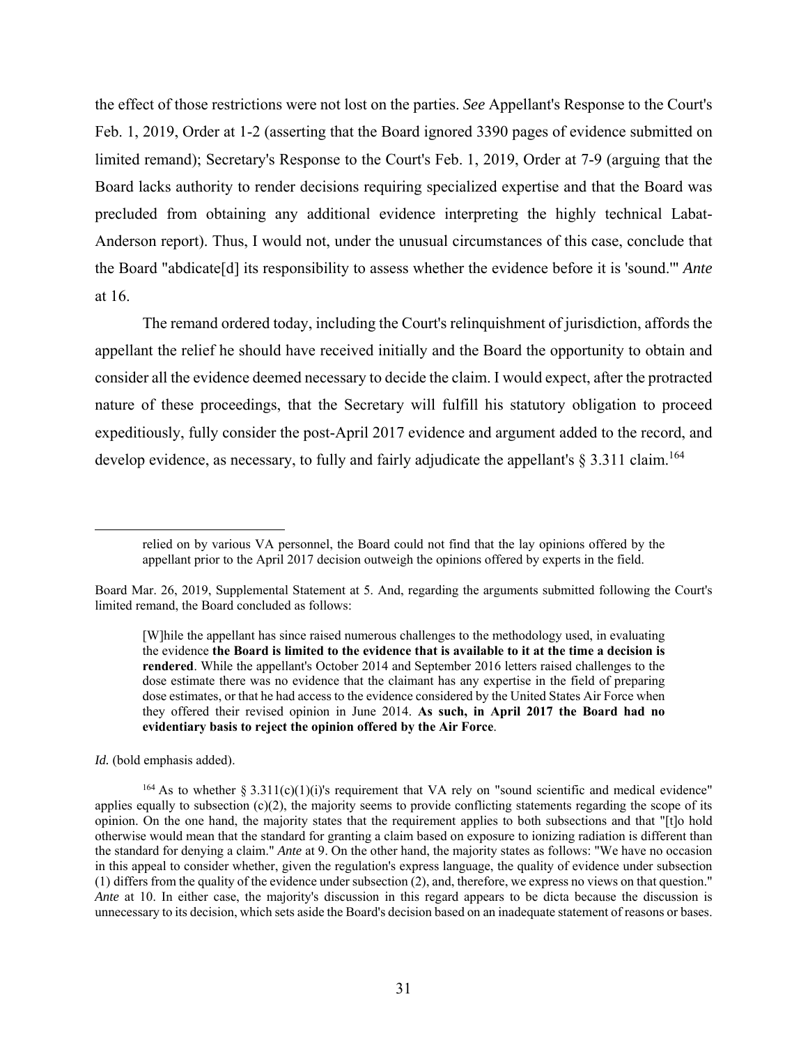the effect of those restrictions were not lost on the parties. *See* Appellant's Response to the Court's Feb. 1, 2019, Order at 1-2 (asserting that the Board ignored 3390 pages of evidence submitted on limited remand); Secretary's Response to the Court's Feb. 1, 2019, Order at 7-9 (arguing that the Board lacks authority to render decisions requiring specialized expertise and that the Board was precluded from obtaining any additional evidence interpreting the highly technical Labat-Anderson report). Thus, I would not, under the unusual circumstances of this case, conclude that the Board "abdicate[d] its responsibility to assess whether the evidence before it is 'sound.'" *Ante* at 16.

The remand ordered today, including the Court's relinquishment of jurisdiction, affords the appellant the relief he should have received initially and the Board the opportunity to obtain and consider all the evidence deemed necessary to decide the claim. I would expect, after the protracted nature of these proceedings, that the Secretary will fulfill his statutory obligation to proceed expeditiously, fully consider the post-April 2017 evidence and argument added to the record, and develop evidence, as necessary, to fully and fairly adjudicate the appellant's § 3.311 claim.[164]

---

> relied on by various VA personnel, the Board could not find that the lay opinions offered by the appellant prior to the April 2017 decision outweigh the opinions offered by experts in the field.

Board Mar. 26, 2019, Supplemental Statement at 5. And, regarding the arguments submitted following the Court's limited remand, the Board concluded as follows:

> [W]hile the appellant has since raised numerous challenges to the methodology used, in evaluating the evidence **the Board is limited to the evidence that is available to it at the time a decision is rendered**. While the appellant's October 2014 and September 2016 letters raised challenges to the dose estimate there was no evidence that the claimant has any expertise in the field of preparing dose estimates, or that he had access to the evidence considered by the United States Air Force when they offered their revised opinion in June 2014. **As such, in April 2017 the Board had no evidentiary basis to reject the opinion offered by the Air Force**.

*Id.* (bold emphasis added).

[164] As to whether § 3.311(c)(1)(i)'s requirement that VA rely on "sound scientific and medical evidence" applies equally to subsection (c)(2), the majority seems to provide conflicting statements regarding the scope of its opinion. On the one hand, the majority states that the requirement applies to both subsections and that "[t]o hold otherwise would mean that the standard for granting a claim based on exposure to ionizing radiation is different than the standard for denying a claim." *Ante* at 9. On the other hand, the majority states as follows: "We have no occasion in this appeal to consider whether, given the regulation's express language, the quality of evidence under subsection (1) differs from the quality of the evidence under subsection (2), and, therefore, we express no views on that question." *Ante* at 10. In either case, the majority's discussion in this regard appears to be dicta because the discussion is unnecessary to its decision, which sets aside the Board's decision based on an inadequate statement of reasons or bases.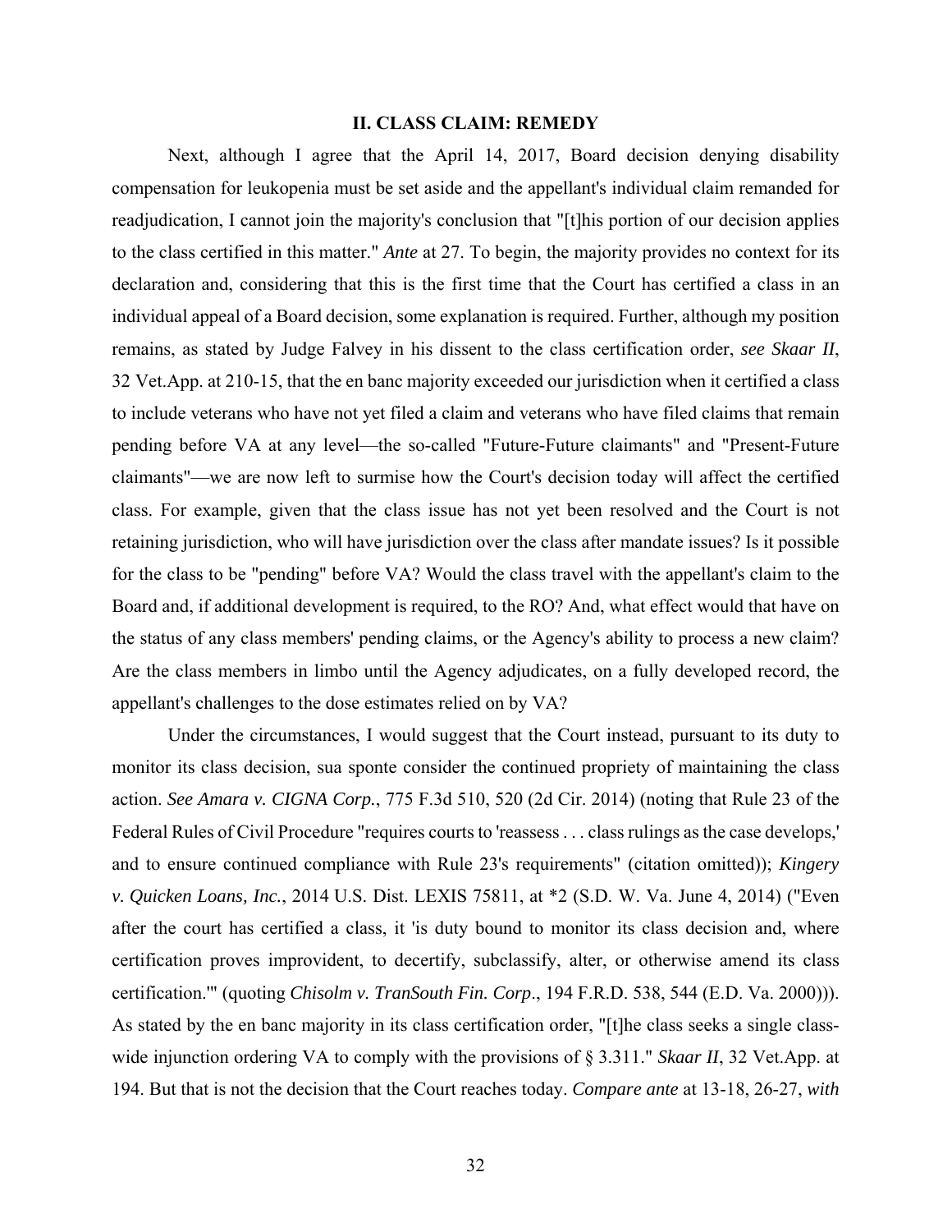## II. CLASS CLAIM: REMEDY

Next, although I agree that the April 14, 2017, Board decision denying disability compensation for leukopenia must be set aside and the appellant's individual claim remanded for readjudication, I cannot join the majority's conclusion that "[t]his portion of our decision applies to the class certified in this matter." *Ante* at 27. To begin, the majority provides no context for its declaration and, considering that this is the first time that the Court has certified a class in an individual appeal of a Board decision, some explanation is required. Further, although my position remains, as stated by Judge Falvey in his dissent to the class certification order, *see Skaar II*, 32 Vet.App. at 210-15, that the en banc majority exceeded our jurisdiction when it certified a class to include veterans who have not yet filed a claim and veterans who have filed claims that remain pending before VA at any level—the so-called "Future-Future claimants" and "Present-Future claimants"—we are now left to surmise how the Court's decision today will affect the certified class. For example, given that the class issue has not yet been resolved and the Court is not retaining jurisdiction, who will have jurisdiction over the class after mandate issues? Is it possible for the class to be "pending" before VA? Would the class travel with the appellant's claim to the Board and, if additional development is required, to the RO? And, what effect would that have on the status of any class members' pending claims, or the Agency's ability to process a new claim? Are the class members in limbo until the Agency adjudicates, on a fully developed record, the appellant's challenges to the dose estimates relied on by VA?

Under the circumstances, I would suggest that the Court instead, pursuant to its duty to monitor its class decision, sua sponte consider the continued propriety of maintaining the class action. *See Amara v. CIGNA Corp.*, 775 F.3d 510, 520 (2d Cir. 2014) (noting that Rule 23 of the Federal Rules of Civil Procedure "requires courts to 'reassess . . . class rulings as the case develops,' and to ensure continued compliance with Rule 23's requirements" (citation omitted)); *Kingery v. Quicken Loans, Inc.*, 2014 U.S. Dist. LEXIS 75811, at *2 (S.D. W. Va. June 4, 2014) ("Even after the court has certified a class, it 'is duty bound to monitor its class decision and, where certification proves improvident, to decertify, subclassify, alter, or otherwise amend its class certification.'" (quoting *Chisolm v. TranSouth Fin. Corp*., 194 F.R.D. 538, 544 (E.D. Va. 2000))). As stated by the en banc majority in its class certification order, "[t]he class seeks a single class-wide injunction ordering VA to comply with the provisions of § 3.311." *Skaar II*, 32 Vet.App. at 194. But that is not the decision that the Court reaches today. *Compare ante* at 13-18, 26-27, *with*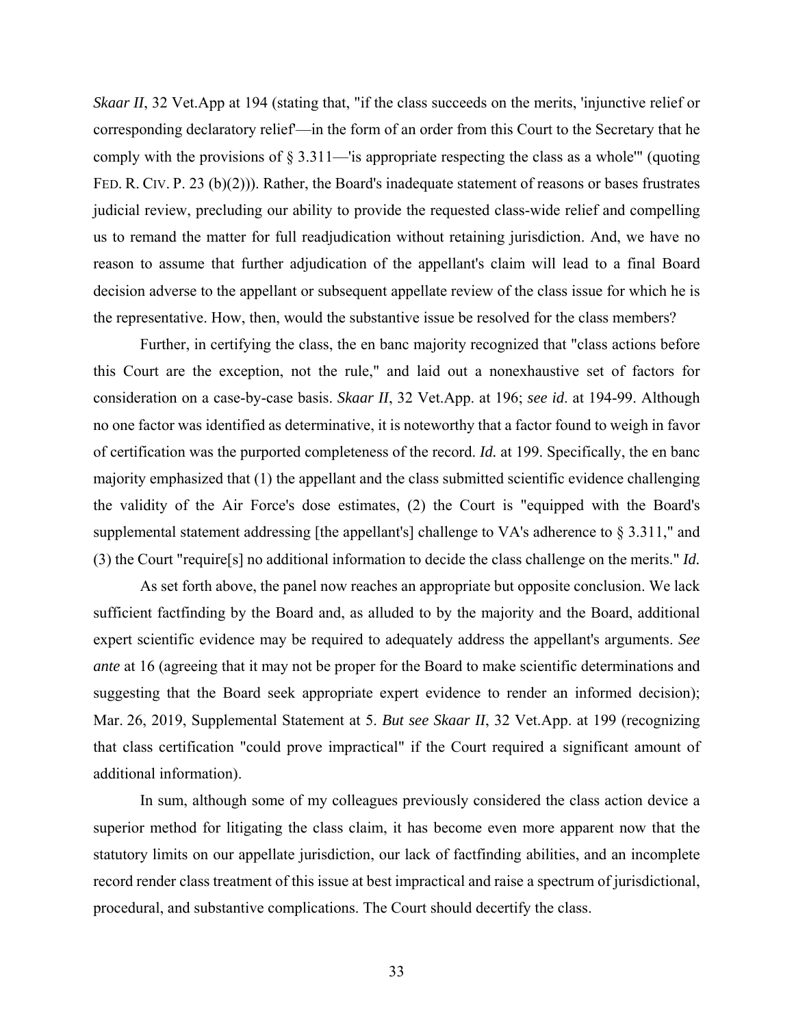*Skaar II*, 32 Vet.App at 194 (stating that, "if the class succeeds on the merits, 'injunctive relief or corresponding declaratory relief'—in the form of an order from this Court to the Secretary that he comply with the provisions of § 3.311—'is appropriate respecting the class as a whole'" (quoting FED. R. CIV. P. 23 (b)(2))). Rather, the Board's inadequate statement of reasons or bases frustrates judicial review, precluding our ability to provide the requested class-wide relief and compelling us to remand the matter for full readjudication without retaining jurisdiction. And, we have no reason to assume that further adjudication of the appellant's claim will lead to a final Board decision adverse to the appellant or subsequent appellate review of the class issue for which he is the representative. How, then, would the substantive issue be resolved for the class members?

Further, in certifying the class, the en banc majority recognized that "class actions before this Court are the exception, not the rule," and laid out a nonexhaustive set of factors for consideration on a case-by-case basis. *Skaar II*, 32 Vet.App. at 196; *see id.* at 194-99. Although no one factor was identified as determinative, it is noteworthy that a factor found to weigh in favor of certification was the purported completeness of the record. *Id.* at 199. Specifically, the en banc majority emphasized that (1) the appellant and the class submitted scientific evidence challenging the validity of the Air Force's dose estimates, (2) the Court is "equipped with the Board's supplemental statement addressing [the appellant's] challenge to VA's adherence to § 3.311," and (3) the Court "require[s] no additional information to decide the class challenge on the merits." *Id.*

As set forth above, the panel now reaches an appropriate but opposite conclusion. We lack sufficient factfinding by the Board and, as alluded to by the majority and the Board, additional expert scientific evidence may be required to adequately address the appellant's arguments. *See ante* at 16 (agreeing that it may not be proper for the Board to make scientific determinations and suggesting that the Board seek appropriate expert evidence to render an informed decision); Mar. 26, 2019, Supplemental Statement at 5. *But see Skaar II*, 32 Vet.App. at 199 (recognizing that class certification "could prove impractical" if the Court required a significant amount of additional information).

In sum, although some of my colleagues previously considered the class action device a superior method for litigating the class claim, it has become even more apparent now that the statutory limits on our appellate jurisdiction, our lack of factfinding abilities, and an incomplete record render class treatment of this issue at best impractical and raise a spectrum of jurisdictional, procedural, and substantive complications. The Court should decertify the class.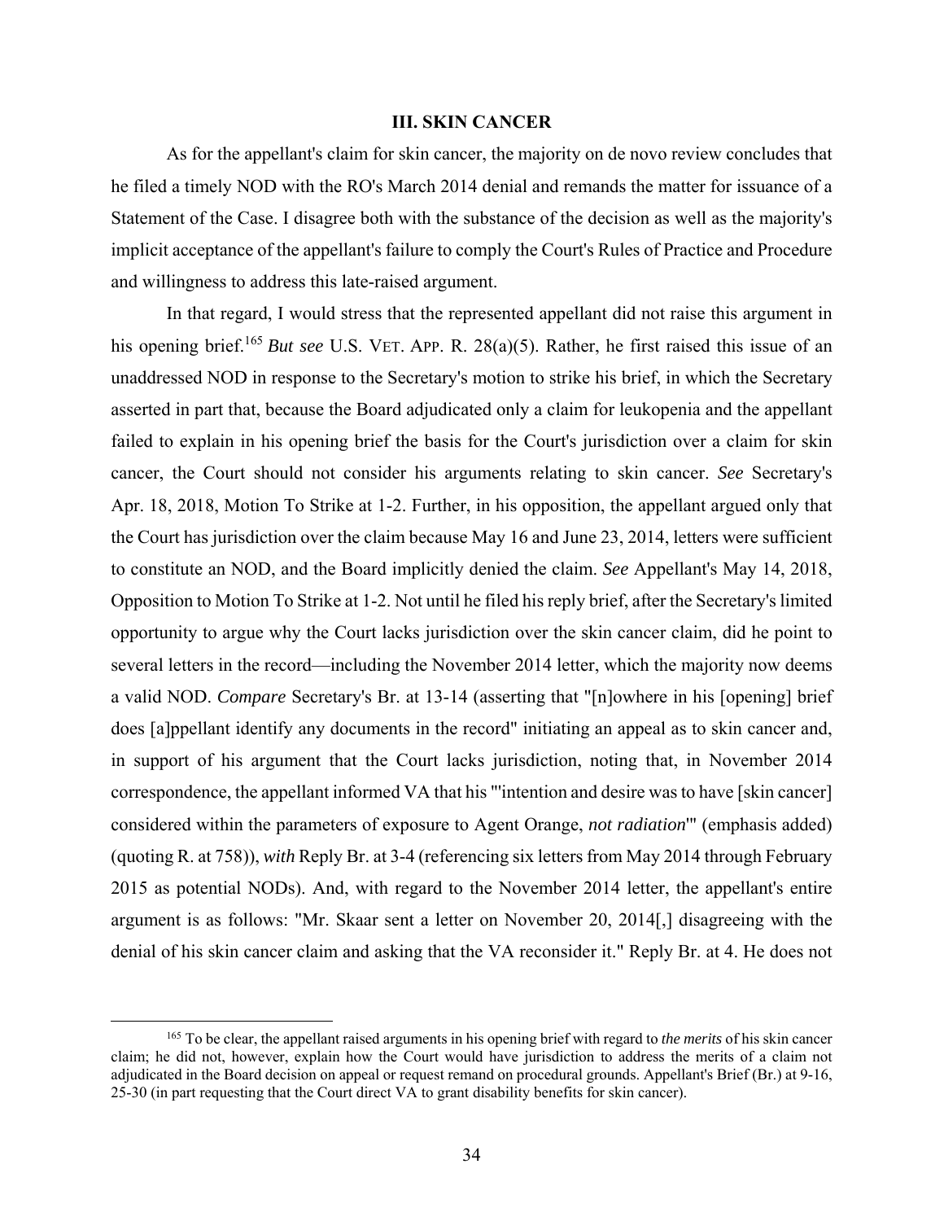### III. SKIN CANCER

As for the appellant's claim for skin cancer, the majority on de novo review concludes that he filed a timely NOD with the RO's March 2014 denial and remands the matter for issuance of a Statement of the Case. I disagree both with the substance of the decision as well as the majority's implicit acceptance of the appellant's failure to comply the Court's Rules of Practice and Procedure and willingness to address this late-raised argument.

In that regard, I would stress that the represented appellant did not raise this argument in his opening brief.[165] *But see* U.S. VET. APP. R. 28(a)(5). Rather, he first raised this issue of an unaddressed NOD in response to the Secretary's motion to strike his brief, in which the Secretary asserted in part that, because the Board adjudicated only a claim for leukopenia and the appellant failed to explain in his opening brief the basis for the Court's jurisdiction over a claim for skin cancer, the Court should not consider his arguments relating to skin cancer. *See* Secretary's Apr. 18, 2018, Motion To Strike at 1-2. Further, in his opposition, the appellant argued only that the Court has jurisdiction over the claim because May 16 and June 23, 2014, letters were sufficient to constitute an NOD, and the Board implicitly denied the claim. *See* Appellant's May 14, 2018, Opposition to Motion To Strike at 1-2. Not until he filed his reply brief, after the Secretary's limited opportunity to argue why the Court lacks jurisdiction over the skin cancer claim, did he point to several letters in the record—including the November 2014 letter, which the majority now deems a valid NOD. *Compare* Secretary's Br. at 13-14 (asserting that "[n]owhere in his [opening] brief does [a]ppellant identify any documents in the record" initiating an appeal as to skin cancer and, in support of his argument that the Court lacks jurisdiction, noting that, in November 2014 correspondence, the appellant informed VA that his "'intention and desire was to have [skin cancer] considered within the parameters of exposure to Agent Orange, *not radiation*'" (emphasis added) (quoting R. at 758)), *with* Reply Br. at 3-4 (referencing six letters from May 2014 through February 2015 as potential NODs). And, with regard to the November 2014 letter, the appellant's entire argument is as follows: "Mr. Skaar sent a letter on November 20, 2014[,] disagreeing with the denial of his skin cancer claim and asking that the VA reconsider it." Reply Br. at 4. He does not

[165] To be clear, the appellant raised arguments in his opening brief with regard to *the merits* of his skin cancer claim; he did not, however, explain how the Court would have jurisdiction to address the merits of a claim not adjudicated in the Board decision on appeal or request remand on procedural grounds. Appellant's Brief (Br.) at 9-16, 25-30 (in part requesting that the Court direct VA to grant disability benefits for skin cancer).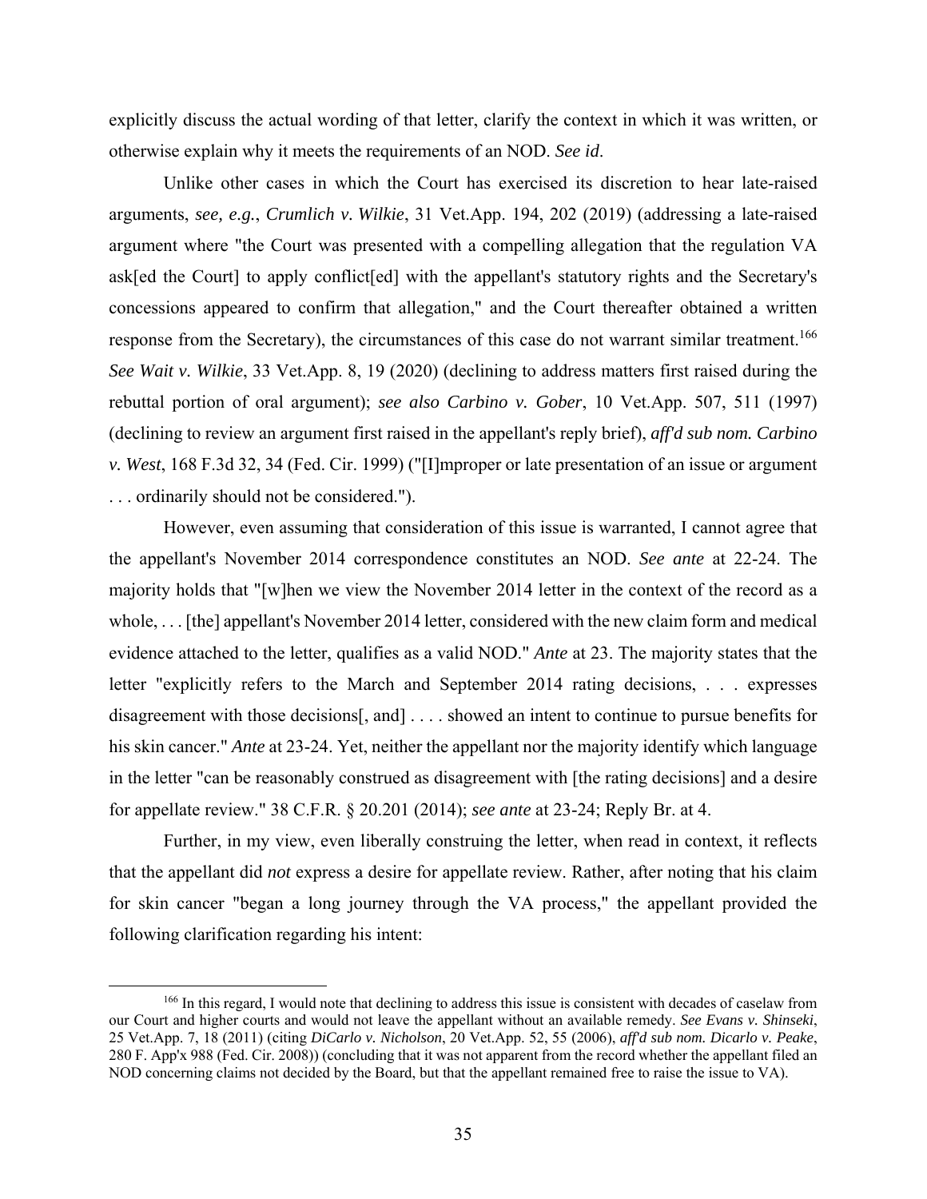explicitly discuss the actual wording of that letter, clarify the context in which it was written, or otherwise explain why it meets the requirements of an NOD. *See id*.

Unlike other cases in which the Court has exercised its discretion to hear late-raised arguments, *see, e.g.*, *Crumlich v. Wilkie*, 31 Vet.App. 194, 202 (2019) (addressing a late-raised argument where "the Court was presented with a compelling allegation that the regulation VA ask[ed the Court] to apply conflict[ed] with the appellant's statutory rights and the Secretary's concessions appeared to confirm that allegation," and the Court thereafter obtained a written response from the Secretary), the circumstances of this case do not warrant similar treatment.[166] *See Wait v. Wilkie*, 33 Vet.App. 8, 19 (2020) (declining to address matters first raised during the rebuttal portion of oral argument); *see also Carbino v. Gober*, 10 Vet.App. 507, 511 (1997) (declining to review an argument first raised in the appellant's reply brief), *aff'd sub nom. Carbino v. West*, 168 F.3d 32, 34 (Fed. Cir. 1999) ("[I]mproper or late presentation of an issue or argument . . . ordinarily should not be considered.").

However, even assuming that consideration of this issue is warranted, I cannot agree that the appellant's November 2014 correspondence constitutes an NOD. *See ante* at 22-24. The majority holds that "[w]hen we view the November 2014 letter in the context of the record as a whole, . . . [the] appellant's November 2014 letter, considered with the new claim form and medical evidence attached to the letter, qualifies as a valid NOD." *Ante* at 23. The majority states that the letter "explicitly refers to the March and September 2014 rating decisions, . . . expresses disagreement with those decisions[, and] . . . . showed an intent to continue to pursue benefits for his skin cancer." *Ante* at 23-24. Yet, neither the appellant nor the majority identify which language in the letter "can be reasonably construed as disagreement with [the rating decisions] and a desire for appellate review." 38 C.F.R. § 20.201 (2014); *see ante* at 23-24; Reply Br. at 4.

Further, in my view, even liberally construing the letter, when read in context, it reflects that the appellant did *not* express a desire for appellate review. Rather, after noting that his claim for skin cancer "began a long journey through the VA process," the appellant provided the following clarification regarding his intent:

---

[166] In this regard, I would note that declining to address this issue is consistent with decades of caselaw from our Court and higher courts and would not leave the appellant without an available remedy. *See Evans v. Shinseki*, 25 Vet.App. 7, 18 (2011) (citing *DiCarlo v. Nicholson*, 20 Vet.App. 52, 55 (2006), *aff'd sub nom. Dicarlo v. Peake*, 280 F. App'x 988 (Fed. Cir. 2008)) (concluding that it was not apparent from the record whether the appellant filed an NOD concerning claims not decided by the Board, but that the appellant remained free to raise the issue to VA).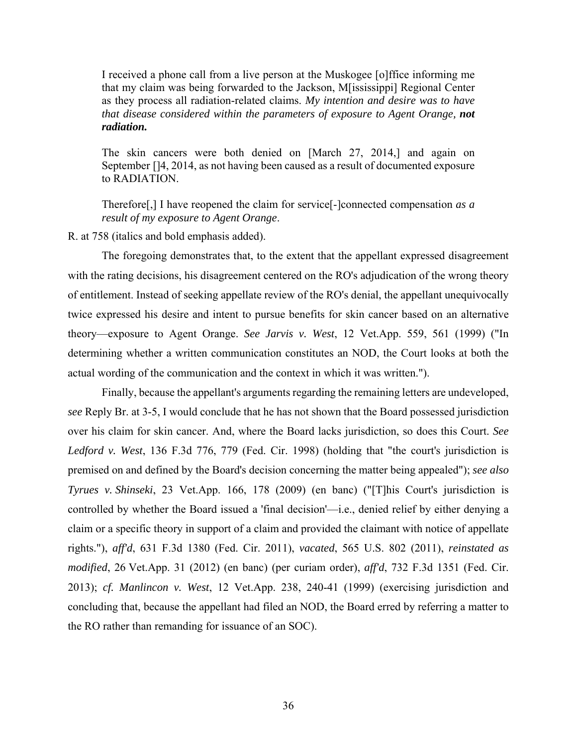> I received a phone call from a live person at the Muskogee [o]ffice informing me that my claim was being forwarded to the Jackson, M[ississippi] Regional Center as they process all radiation-related claims. *My intention and desire was to have that disease considered within the parameters of exposure to Agent Orange, **not radiation.***
>
> The skin cancers were both denied on [March 27, 2014,] and again on September []4, 2014, as not having been caused as a result of documented exposure to RADIATION.
>
> Therefore[,] I have reopened the claim for service[-]connected compensation *as a result of my exposure to Agent Orange*.

R. at 758 (italics and bold emphasis added).

The foregoing demonstrates that, to the extent that the appellant expressed disagreement with the rating decisions, his disagreement centered on the RO's adjudication of the wrong theory of entitlement. Instead of seeking appellate review of the RO's denial, the appellant unequivocally twice expressed his desire and intent to pursue benefits for skin cancer based on an alternative theory—exposure to Agent Orange. *See Jarvis v. West*, 12 Vet.App. 559, 561 (1999) ("In determining whether a written communication constitutes an NOD, the Court looks at both the actual wording of the communication and the context in which it was written.").

Finally, because the appellant's arguments regarding the remaining letters are undeveloped, *see* Reply Br. at 3-5, I would conclude that he has not shown that the Board possessed jurisdiction over his claim for skin cancer. And, where the Board lacks jurisdiction, so does this Court. *See Ledford v. West*, 136 F.3d 776, 779 (Fed. Cir. 1998) (holding that "the court's jurisdiction is premised on and defined by the Board's decision concerning the matter being appealed"); *see also Tyrues v. Shinseki*, 23 Vet.App. 166, 178 (2009) (en banc) ("[T]his Court's jurisdiction is controlled by whether the Board issued a 'final decision'—i.e., denied relief by either denying a claim or a specific theory in support of a claim and provided the claimant with notice of appellate rights."), *aff'd*, 631 F.3d 1380 (Fed. Cir. 2011), *vacated*, 565 U.S. 802 (2011), *reinstated as modified*, 26 Vet.App. 31 (2012) (en banc) (per curiam order), *aff'd*, 732 F.3d 1351 (Fed. Cir. 2013); *cf. Manlincon v. West*, 12 Vet.App. 238, 240-41 (1999) (exercising jurisdiction and concluding that, because the appellant had filed an NOD, the Board erred by referring a matter to the RO rather than remanding for issuance of an SOC).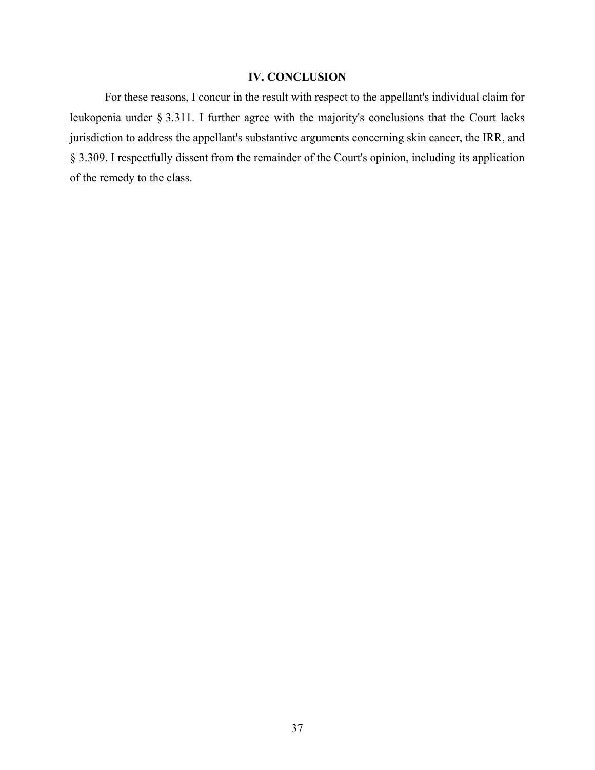## IV. CONCLUSION

For these reasons, I concur in the result with respect to the appellant's individual claim for leukopenia under § 3.311. I further agree with the majority's conclusions that the Court lacks jurisdiction to address the appellant's substantive arguments concerning skin cancer, the IRR, and § 3.309. I respectfully dissent from the remainder of the Court's opinion, including its application of the remedy to the class.